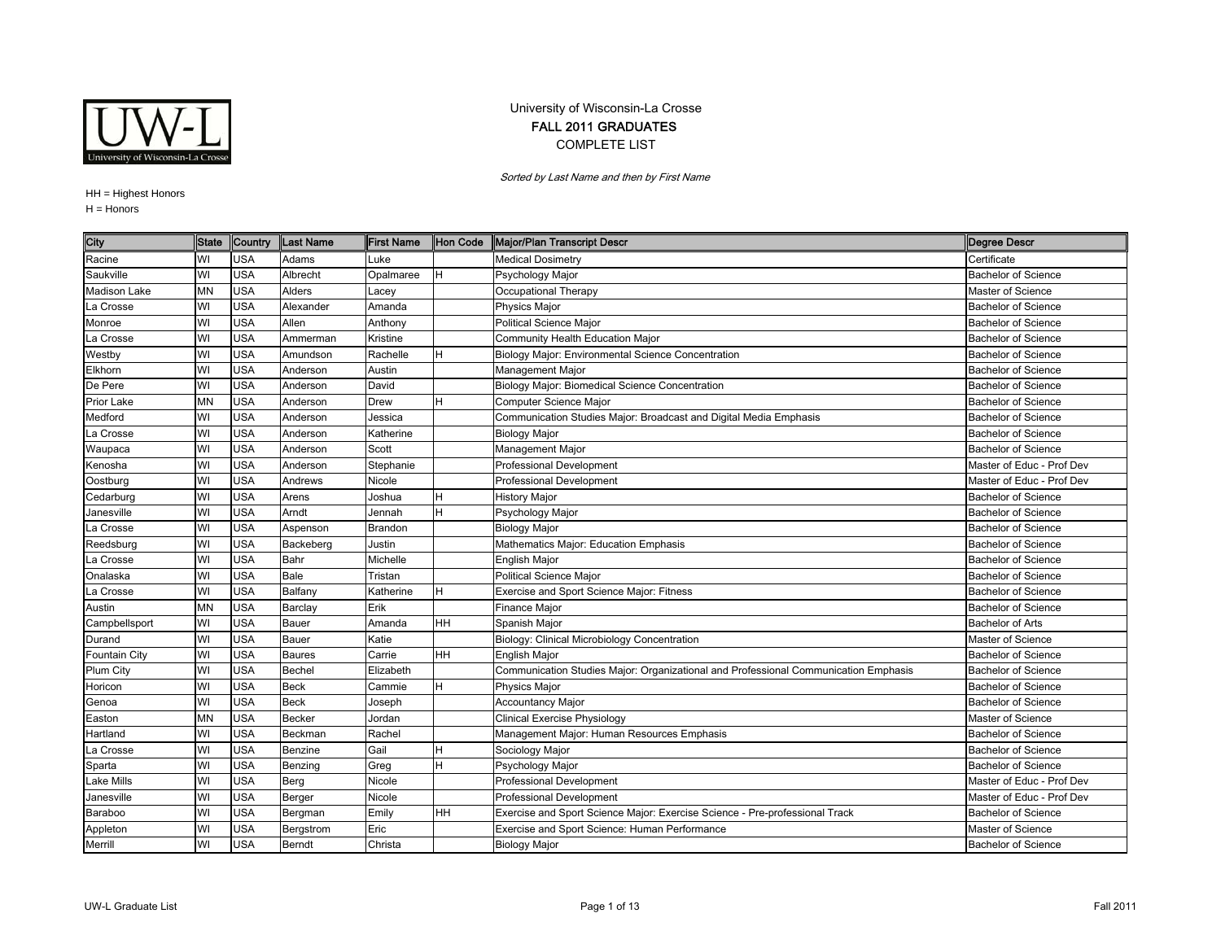University of Wisconsin-La Crosse

**FALL 2011 GRADUATES**

COMPLETE LIST

*Sorted by Last Name and then by First Name*

HH = Highest Honors
H = Honors

| City | State | Country | Last Name | First Name | Hon Code | Major/Plan Transcript Descr | Degree Descr |
|---|---|---|---|---|---|---|---|
| Racine | WI | USA | Adams | Luke | | Medical Dosimetry | Certificate |
| Saukville | WI | USA | Albrecht | Opalmaree | H | Psychology Major | Bachelor of Science |
| Madison Lake | MN | USA | Alders | Lacey | | Occupational Therapy | Master of Science |
| La Crosse | WI | USA | Alexander | Amanda | | Physics Major | Bachelor of Science |
| Monroe | WI | USA | Allen | Anthony | | Political Science Major | Bachelor of Science |
| La Crosse | WI | USA | Ammerman | Kristine | | Community Health Education Major | Bachelor of Science |
| Westby | WI | USA | Amundson | Rachelle | H | Biology Major: Environmental Science Concentration | Bachelor of Science |
| Elkhorn | WI | USA | Anderson | Austin | | Management Major | Bachelor of Science |
| De Pere | WI | USA | Anderson | David | | Biology Major: Biomedical Science Concentration | Bachelor of Science |
| Prior Lake | MN | USA | Anderson | Drew | H | Computer Science Major | Bachelor of Science |
| Medford | WI | USA | Anderson | Jessica | | Communication Studies Major: Broadcast and Digital Media Emphasis | Bachelor of Science |
| La Crosse | WI | USA | Anderson | Katherine | | Biology Major | Bachelor of Science |
| Waupaca | WI | USA | Anderson | Scott | | Management Major | Bachelor of Science |
| Kenosha | WI | USA | Anderson | Stephanie | | Professional Development | Master of Educ - Prof Dev |
| Oostburg | WI | USA | Andrews | Nicole | | Professional Development | Master of Educ - Prof Dev |
| Cedarburg | WI | USA | Arens | Joshua | H | History Major | Bachelor of Science |
| Janesville | WI | USA | Arndt | Jennah | H | Psychology Major | Bachelor of Science |
| La Crosse | WI | USA | Aspenson | Brandon | | Biology Major | Bachelor of Science |
| Reedsburg | WI | USA | Backeberg | Justin | | Mathematics Major: Education Emphasis | Bachelor of Science |
| La Crosse | WI | USA | Bahr | Michelle | | English Major | Bachelor of Science |
| Onalaska | WI | USA | Bale | Tristan | | Political Science Major | Bachelor of Science |
| La Crosse | WI | USA | Balfany | Katherine | H | Exercise and Sport Science Major: Fitness | Bachelor of Science |
| Austin | MN | USA | Barclay | Erik | | Finance Major | Bachelor of Science |
| Campbellsport | WI | USA | Bauer | Amanda | HH | Spanish Major | Bachelor of Arts |
| Durand | WI | USA | Bauer | Katie | | Biology: Clinical Microbiology Concentration | Master of Science |
| Fountain City | WI | USA | Baures | Carrie | HH | English Major | Bachelor of Science |
| Plum City | WI | USA | Bechel | Elizabeth | | Communication Studies Major: Organizational and Professional Communication Emphasis | Bachelor of Science |
| Horicon | WI | USA | Beck | Cammie | H | Physics Major | Bachelor of Science |
| Genoa | WI | USA | Beck | Joseph | | Accountancy Major | Bachelor of Science |
| Easton | MN | USA | Becker | Jordan | | Clinical Exercise Physiology | Master of Science |
| Hartland | WI | USA | Beckman | Rachel | | Management Major: Human Resources Emphasis | Bachelor of Science |
| La Crosse | WI | USA | Benzine | Gail | H | Sociology Major | Bachelor of Science |
| Sparta | WI | USA | Benzing | Greg | H | Psychology Major | Bachelor of Science |
| Lake Mills | WI | USA | Berg | Nicole | | Professional Development | Master of Educ - Prof Dev |
| Janesville | WI | USA | Berger | Nicole | | Professional Development | Master of Educ - Prof Dev |
| Baraboo | WI | USA | Bergman | Emily | HH | Exercise and Sport Science Major: Exercise Science - Pre-professional Track | Bachelor of Science |
| Appleton | WI | USA | Bergstrom | Eric | | Exercise and Sport Science: Human Performance | Master of Science |
| Merrill | WI | USA | Berndt | Christa | | Biology Major | Bachelor of Science |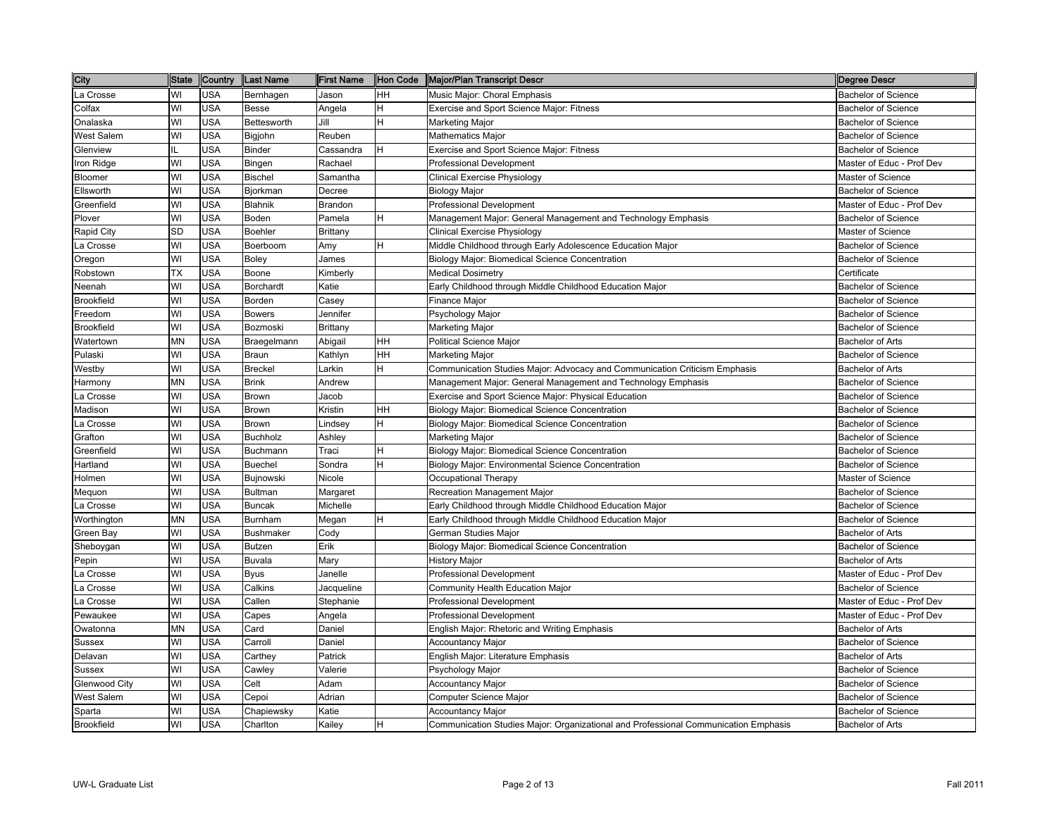| City | State | Country | Last Name | First Name | Hon Code | Major/Plan Transcript Descr | Degree Descr |
| --- | --- | --- | --- | --- | --- | --- | --- |
| La Crosse | WI | USA | Bernhagen | Jason | HH | Music Major: Choral Emphasis | Bachelor of Science |
| Colfax | WI | USA | Besse | Angela | H | Exercise and Sport Science Major: Fitness | Bachelor of Science |
| Onalaska | WI | USA | Bettesworth | Jill | H | Marketing Major | Bachelor of Science |
| West Salem | WI | USA | Bigjohn | Reuben | | Mathematics Major | Bachelor of Science |
| Glenview | IL | USA | Binder | Cassandra | H | Exercise and Sport Science Major: Fitness | Bachelor of Science |
| Iron Ridge | WI | USA | Bingen | Rachael | | Professional Development | Master of Educ - Prof Dev |
| Bloomer | WI | USA | Bischel | Samantha | | Clinical Exercise Physiology | Master of Science |
| Ellsworth | WI | USA | Bjorkman | Decree | | Biology Major | Bachelor of Science |
| Greenfield | WI | USA | Blahnik | Brandon | | Professional Development | Master of Educ - Prof Dev |
| Plover | WI | USA | Boden | Pamela | H | Management Major: General Management and Technology Emphasis | Bachelor of Science |
| Rapid City | SD | USA | Boehler | Brittany | | Clinical Exercise Physiology | Master of Science |
| La Crosse | WI | USA | Boerboom | Amy | H | Middle Childhood through Early Adolescence Education Major | Bachelor of Science |
| Oregon | WI | USA | Boley | James | | Biology Major: Biomedical Science Concentration | Bachelor of Science |
| Robstown | TX | USA | Boone | Kimberly | | Medical Dosimetry | Certificate |
| Neenah | WI | USA | Borchardt | Katie | | Early Childhood through Middle Childhood Education Major | Bachelor of Science |
| Brookfield | WI | USA | Borden | Casey | | Finance Major | Bachelor of Science |
| Freedom | WI | USA | Bowers | Jennifer | | Psychology Major | Bachelor of Science |
| Brookfield | WI | USA | Bozmoski | Brittany | | Marketing Major | Bachelor of Science |
| Watertown | MN | USA | Braegelmann | Abigail | HH | Political Science Major | Bachelor of Arts |
| Pulaski | WI | USA | Braun | Kathlyn | HH | Marketing Major | Bachelor of Science |
| Westby | WI | USA | Breckel | Larkin | H | Communication Studies Major: Advocacy and Communication Criticism Emphasis | Bachelor of Arts |
| Harmony | MN | USA | Brink | Andrew | | Management Major: General Management and Technology Emphasis | Bachelor of Science |
| La Crosse | WI | USA | Brown | Jacob | | Exercise and Sport Science Major: Physical Education | Bachelor of Science |
| Madison | WI | USA | Brown | Kristin | HH | Biology Major: Biomedical Science Concentration | Bachelor of Science |
| La Crosse | WI | USA | Brown | Lindsey | H | Biology Major: Biomedical Science Concentration | Bachelor of Science |
| Grafton | WI | USA | Buchholz | Ashley | | Marketing Major | Bachelor of Science |
| Greenfield | WI | USA | Buchmann | Traci | H | Biology Major: Biomedical Science Concentration | Bachelor of Science |
| Hartland | WI | USA | Buechel | Sondra | H | Biology Major: Environmental Science Concentration | Bachelor of Science |
| Holmen | WI | USA | Bujnowski | Nicole | | Occupational Therapy | Master of Science |
| Mequon | WI | USA | Bultman | Margaret | | Recreation Management Major | Bachelor of Science |
| La Crosse | WI | USA | Buncak | Michelle | | Early Childhood through Middle Childhood Education Major | Bachelor of Science |
| Worthington | MN | USA | Burnham | Megan | H | Early Childhood through Middle Childhood Education Major | Bachelor of Science |
| Green Bay | WI | USA | Bushmaker | Cody | | German Studies Major | Bachelor of Arts |
| Sheboygan | WI | USA | Butzen | Erik | | Biology Major: Biomedical Science Concentration | Bachelor of Science |
| Pepin | WI | USA | Buvala | Mary | | History Major | Bachelor of Arts |
| La Crosse | WI | USA | Byus | Janelle | | Professional Development | Master of Educ - Prof Dev |
| La Crosse | WI | USA | Calkins | Jacqueline | | Community Health Education Major | Bachelor of Science |
| La Crosse | WI | USA | Callen | Stephanie | | Professional Development | Master of Educ - Prof Dev |
| Pewaukee | WI | USA | Capes | Angela | | Professional Development | Master of Educ - Prof Dev |
| Owatonna | MN | USA | Card | Daniel | | English Major: Rhetoric and Writing Emphasis | Bachelor of Arts |
| Sussex | WI | USA | Carroll | Daniel | | Accountancy Major | Bachelor of Science |
| Delavan | WI | USA | Carthey | Patrick | | English Major: Literature Emphasis | Bachelor of Arts |
| Sussex | WI | USA | Cawley | Valerie | | Psychology Major | Bachelor of Science |
| Glenwood City | WI | USA | Celt | Adam | | Accountancy Major | Bachelor of Science |
| West Salem | WI | USA | Cepoi | Adrian | | Computer Science Major | Bachelor of Science |
| Sparta | WI | USA | Chapiewsky | Katie | | Accountancy Major | Bachelor of Science |
| Brookfield | WI | USA | Charlton | Kailey | H | Communication Studies Major: Organizational and Professional Communication Emphasis | Bachelor of Arts |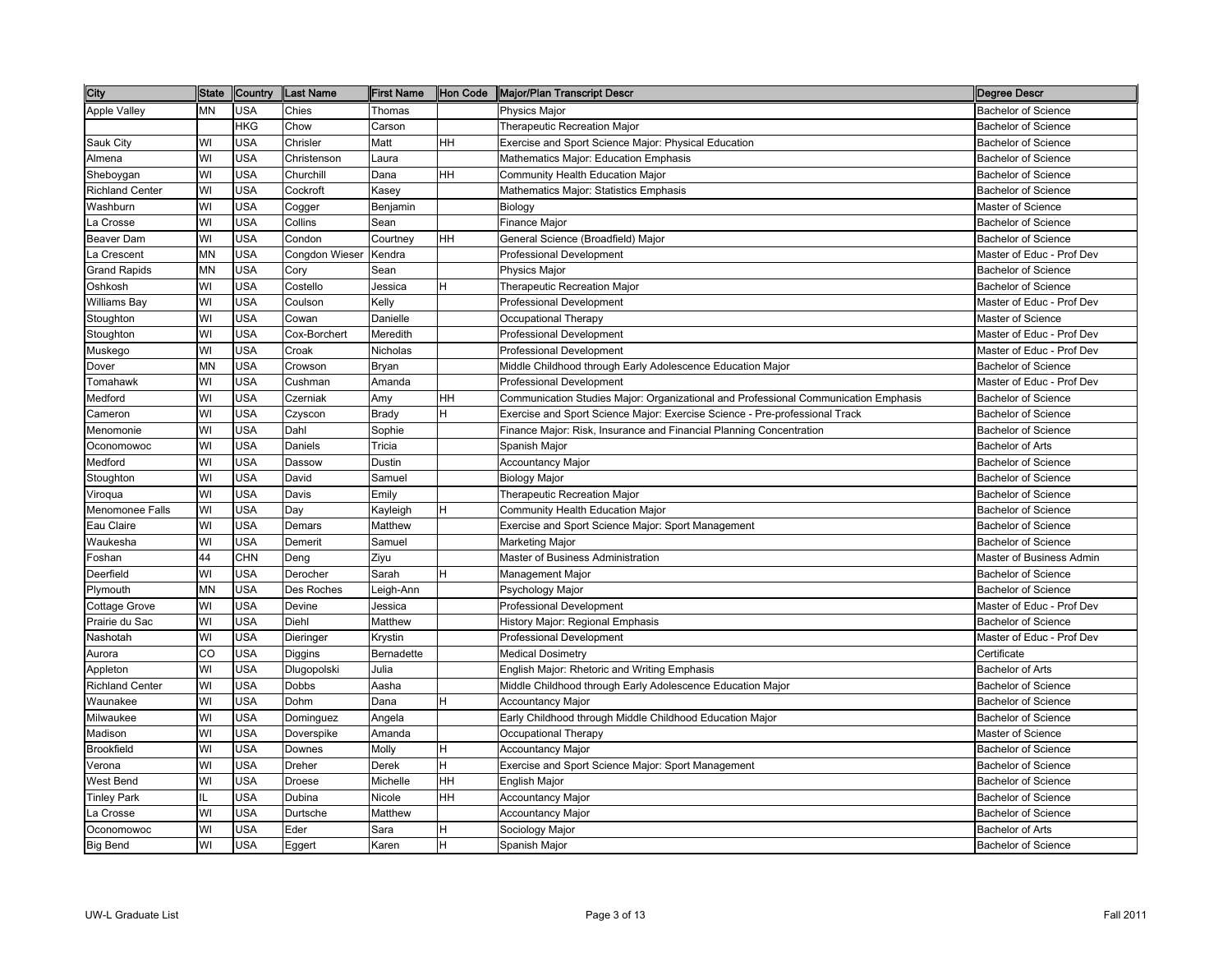| City | State | Country | Last Name | First Name | Hon Code | Major/Plan Transcript Descr | Degree Descr |
|---|---|---|---|---|---|---|---|
| Apple Valley | MN | USA | Chies | Thomas | | Physics Major | Bachelor of Science |
| | | HKG | Chow | Carson | | Therapeutic Recreation Major | Bachelor of Science |
| Sauk City | WI | USA | Chrisler | Matt | HH | Exercise and Sport Science Major: Physical Education | Bachelor of Science |
| Almena | WI | USA | Christenson | Laura | | Mathematics Major: Education Emphasis | Bachelor of Science |
| Sheboygan | WI | USA | Churchill | Dana | HH | Community Health Education Major | Bachelor of Science |
| Richland Center | WI | USA | Cockroft | Kasey | | Mathematics Major: Statistics Emphasis | Bachelor of Science |
| Washburn | WI | USA | Cogger | Benjamin | | Biology | Master of Science |
| La Crosse | WI | USA | Collins | Sean | | Finance Major | Bachelor of Science |
| Beaver Dam | WI | USA | Condon | Courtney | HH | General Science (Broadfield) Major | Bachelor of Science |
| La Crescent | MN | USA | Congdon Wieser | Kendra | | Professional Development | Master of Educ - Prof Dev |
| Grand Rapids | MN | USA | Cory | Sean | | Physics Major | Bachelor of Science |
| Oshkosh | WI | USA | Costello | Jessica | H | Therapeutic Recreation Major | Bachelor of Science |
| Williams Bay | WI | USA | Coulson | Kelly | | Professional Development | Master of Educ - Prof Dev |
| Stoughton | WI | USA | Cowan | Danielle | | Occupational Therapy | Master of Science |
| Stoughton | WI | USA | Cox-Borchert | Meredith | | Professional Development | Master of Educ - Prof Dev |
| Muskego | WI | USA | Croak | Nicholas | | Professional Development | Master of Educ - Prof Dev |
| Dover | MN | USA | Crowson | Bryan | | Middle Childhood through Early Adolescence Education Major | Bachelor of Science |
| Tomahawk | WI | USA | Cushman | Amanda | | Professional Development | Master of Educ - Prof Dev |
| Medford | WI | USA | Czerniak | Amy | HH | Communication Studies Major: Organizational and Professional Communication Emphasis | Bachelor of Science |
| Cameron | WI | USA | Czyscon | Brady | H | Exercise and Sport Science Major: Exercise Science - Pre-professional Track | Bachelor of Science |
| Menomonie | WI | USA | Dahl | Sophie | | Finance Major: Risk, Insurance and Financial Planning Concentration | Bachelor of Science |
| Oconomowoc | WI | USA | Daniels | Tricia | | Spanish Major | Bachelor of Arts |
| Medford | WI | USA | Dassow | Dustin | | Accountancy Major | Bachelor of Science |
| Stoughton | WI | USA | David | Samuel | | Biology Major | Bachelor of Science |
| Viroqua | WI | USA | Davis | Emily | | Therapeutic Recreation Major | Bachelor of Science |
| Menomonee Falls | WI | USA | Day | Kayleigh | H | Community Health Education Major | Bachelor of Science |
| Eau Claire | WI | USA | Demars | Matthew | | Exercise and Sport Science Major: Sport Management | Bachelor of Science |
| Waukesha | WI | USA | Demerit | Samuel | | Marketing Major | Bachelor of Science |
| Foshan | 44 | CHN | Deng | Ziyu | | Master of Business Administration | Master of Business Admin |
| Deerfield | WI | USA | Derocher | Sarah | H | Management Major | Bachelor of Science |
| Plymouth | MN | USA | Des Roches | Leigh-Ann | | Psychology Major | Bachelor of Science |
| Cottage Grove | WI | USA | Devine | Jessica | | Professional Development | Master of Educ - Prof Dev |
| Prairie du Sac | WI | USA | Diehl | Matthew | | History Major: Regional Emphasis | Bachelor of Science |
| Nashotah | WI | USA | Dieringer | Krystin | | Professional Development | Master of Educ - Prof Dev |
| Aurora | CO | USA | Diggins | Bernadette | | Medical Dosimetry | Certificate |
| Appleton | WI | USA | Dlugopolski | Julia | | English Major: Rhetoric and Writing Emphasis | Bachelor of Arts |
| Richland Center | WI | USA | Dobbs | Aasha | | Middle Childhood through Early Adolescence Education Major | Bachelor of Science |
| Waunakee | WI | USA | Dohm | Dana | H | Accountancy Major | Bachelor of Science |
| Milwaukee | WI | USA | Dominguez | Angela | | Early Childhood through Middle Childhood Education Major | Bachelor of Science |
| Madison | WI | USA | Doverspike | Amanda | | Occupational Therapy | Master of Science |
| Brookfield | WI | USA | Downes | Molly | H | Accountancy Major | Bachelor of Science |
| Verona | WI | USA | Dreher | Derek | H | Exercise and Sport Science Major: Sport Management | Bachelor of Science |
| West Bend | WI | USA | Droese | Michelle | HH | English Major | Bachelor of Science |
| Tinley Park | IL | USA | Dubina | Nicole | HH | Accountancy Major | Bachelor of Science |
| La Crosse | WI | USA | Durtsche | Matthew | | Accountancy Major | Bachelor of Science |
| Oconomowoc | WI | USA | Eder | Sara | H | Sociology Major | Bachelor of Arts |
| Big Bend | WI | USA | Eggert | Karen | H | Spanish Major | Bachelor of Science |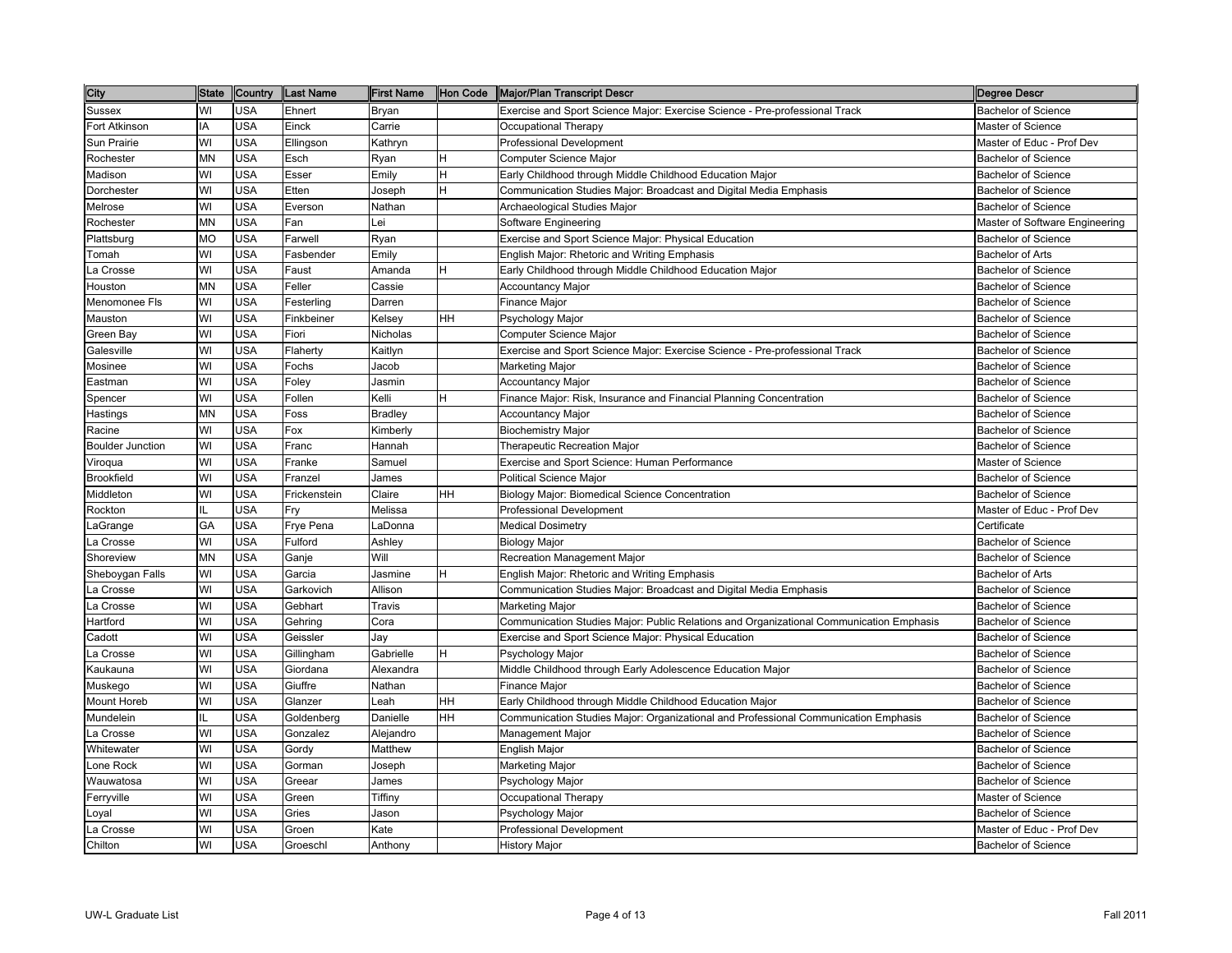| City | State | Country | Last Name | First Name | Hon Code | Major/Plan Transcript Descr | Degree Descr |
| --- | --- | --- | --- | --- | --- | --- | --- |
| Sussex | WI | USA | Ehnert | Bryan | | Exercise and Sport Science Major: Exercise Science - Pre-professional Track | Bachelor of Science |
| Fort Atkinson | IA | USA | Einck | Carrie | | Occupational Therapy | Master of Science |
| Sun Prairie | WI | USA | Ellingson | Kathryn | | Professional Development | Master of Educ - Prof Dev |
| Rochester | MN | USA | Esch | Ryan | H | Computer Science Major | Bachelor of Science |
| Madison | WI | USA | Esser | Emily | H | Early Childhood through Middle Childhood Education Major | Bachelor of Science |
| Dorchester | WI | USA | Etten | Joseph | H | Communication Studies Major: Broadcast and Digital Media Emphasis | Bachelor of Science |
| Melrose | WI | USA | Everson | Nathan | | Archaeological Studies Major | Bachelor of Science |
| Rochester | MN | USA | Fan | Lei | | Software Engineering | Master of Software Engineering |
| Plattsburg | MO | USA | Farwell | Ryan | | Exercise and Sport Science Major: Physical Education | Bachelor of Science |
| Tomah | WI | USA | Fasbender | Emily | | English Major: Rhetoric and Writing Emphasis | Bachelor of Arts |
| La Crosse | WI | USA | Faust | Amanda | H | Early Childhood through Middle Childhood Education Major | Bachelor of Science |
| Houston | MN | USA | Feller | Cassie | | Accountancy Major | Bachelor of Science |
| Menomonee Fls | WI | USA | Festerling | Darren | | Finance Major | Bachelor of Science |
| Mauston | WI | USA | Finkbeiner | Kelsey | HH | Psychology Major | Bachelor of Science |
| Green Bay | WI | USA | Fiori | Nicholas | | Computer Science Major | Bachelor of Science |
| Galesville | WI | USA | Flaherty | Kaitlyn | | Exercise and Sport Science Major: Exercise Science - Pre-professional Track | Bachelor of Science |
| Mosinee | WI | USA | Fochs | Jacob | | Marketing Major | Bachelor of Science |
| Eastman | WI | USA | Foley | Jasmin | | Accountancy Major | Bachelor of Science |
| Spencer | WI | USA | Follen | Kelli | H | Finance Major: Risk, Insurance and Financial Planning Concentration | Bachelor of Science |
| Hastings | MN | USA | Foss | Bradley | | Accountancy Major | Bachelor of Science |
| Racine | WI | USA | Fox | Kimberly | | Biochemistry Major | Bachelor of Science |
| Boulder Junction | WI | USA | Franc | Hannah | | Therapeutic Recreation Major | Bachelor of Science |
| Viroqua | WI | USA | Franke | Samuel | | Exercise and Sport Science: Human Performance | Master of Science |
| Brookfield | WI | USA | Franzel | James | | Political Science Major | Bachelor of Science |
| Middleton | WI | USA | Frickenstein | Claire | HH | Biology Major: Biomedical Science Concentration | Bachelor of Science |
| Rockton | IL | USA | Fry | Melissa | | Professional Development | Master of Educ - Prof Dev |
| LaGrange | GA | USA | Frye Pena | LaDonna | | Medical Dosimetry | Certificate |
| La Crosse | WI | USA | Fulford | Ashley | | Biology Major | Bachelor of Science |
| Shoreview | MN | USA | Ganje | Will | | Recreation Management Major | Bachelor of Science |
| Sheboygan Falls | WI | USA | Garcia | Jasmine | H | English Major: Rhetoric and Writing Emphasis | Bachelor of Arts |
| La Crosse | WI | USA | Garkovich | Allison | | Communication Studies Major: Broadcast and Digital Media Emphasis | Bachelor of Science |
| La Crosse | WI | USA | Gebhart | Travis | | Marketing Major | Bachelor of Science |
| Hartford | WI | USA | Gehring | Cora | | Communication Studies Major: Public Relations and Organizational Communication Emphasis | Bachelor of Science |
| Cadott | WI | USA | Geissler | Jay | | Exercise and Sport Science Major: Physical Education | Bachelor of Science |
| La Crosse | WI | USA | Gillingham | Gabrielle | H | Psychology Major | Bachelor of Science |
| Kaukauna | WI | USA | Giordana | Alexandra | | Middle Childhood through Early Adolescence Education Major | Bachelor of Science |
| Muskego | WI | USA | Giuffre | Nathan | | Finance Major | Bachelor of Science |
| Mount Horeb | WI | USA | Glanzer | Leah | HH | Early Childhood through Middle Childhood Education Major | Bachelor of Science |
| Mundelein | IL | USA | Goldenberg | Danielle | HH | Communication Studies Major: Organizational and Professional Communication Emphasis | Bachelor of Science |
| La Crosse | WI | USA | Gonzalez | Alejandro | | Management Major | Bachelor of Science |
| Whitewater | WI | USA | Gordy | Matthew | | English Major | Bachelor of Science |
| Lone Rock | WI | USA | Gorman | Joseph | | Marketing Major | Bachelor of Science |
| Wauwatosa | WI | USA | Greear | James | | Psychology Major | Bachelor of Science |
| Ferryville | WI | USA | Green | Tiffiny | | Occupational Therapy | Master of Science |
| Loyal | WI | USA | Gries | Jason | | Psychology Major | Bachelor of Science |
| La Crosse | WI | USA | Groen | Kate | | Professional Development | Master of Educ - Prof Dev |
| Chilton | WI | USA | Groeschl | Anthony | | History Major | Bachelor of Science |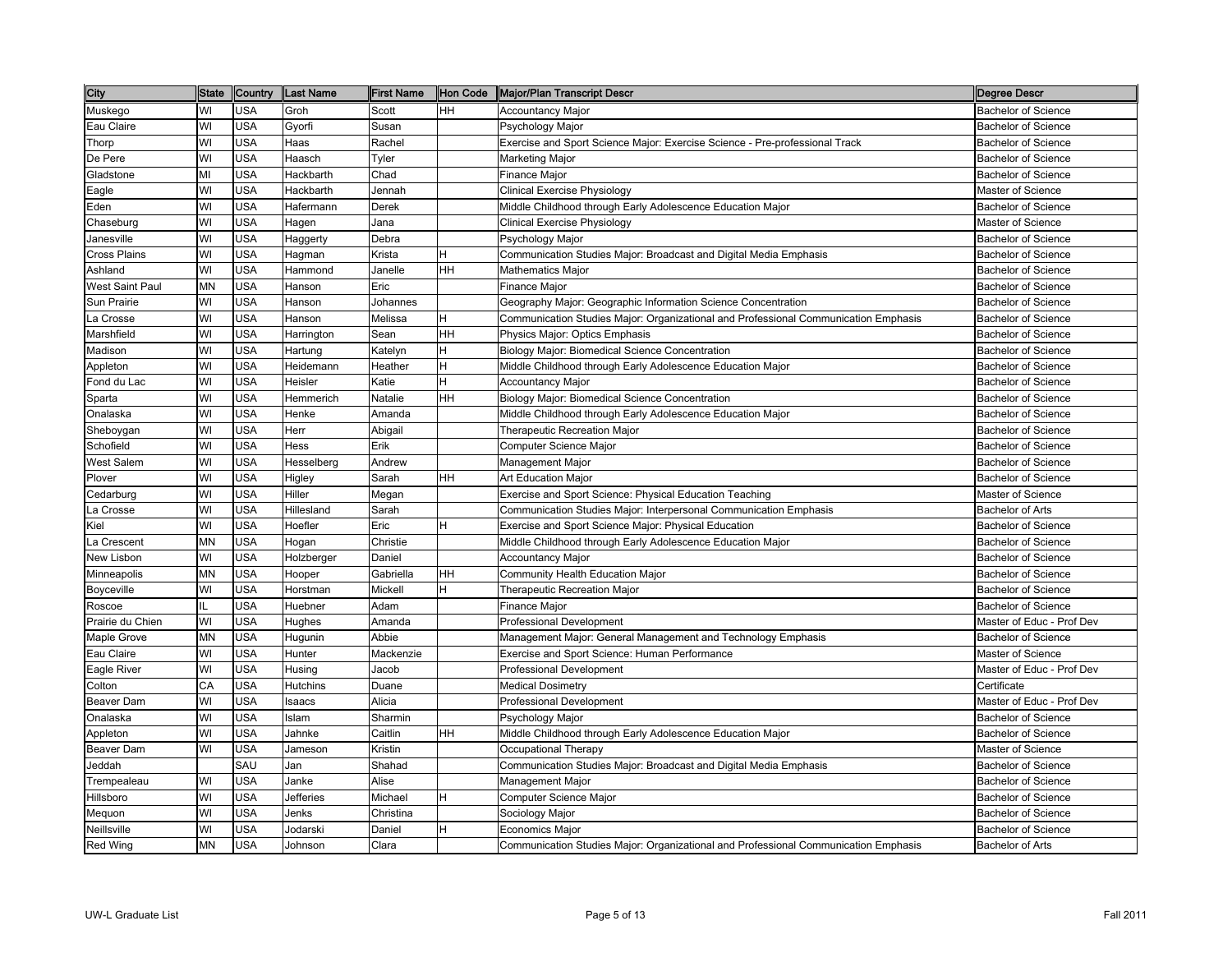| City | State | Country | Last Name | First Name | Hon Code | Major/Plan Transcript Descr | Degree Descr |
|---|---|---|---|---|---|---|---|
| Muskego | WI | USA | Groh | Scott | HH | Accountancy Major | Bachelor of Science |
| Eau Claire | WI | USA | Gyorfi | Susan | | Psychology Major | Bachelor of Science |
| Thorp | WI | USA | Haas | Rachel | | Exercise and Sport Science Major: Exercise Science - Pre-professional Track | Bachelor of Science |
| De Pere | WI | USA | Haasch | Tyler | | Marketing Major | Bachelor of Science |
| Gladstone | MI | USA | Hackbarth | Chad | | Finance Major | Bachelor of Science |
| Eagle | WI | USA | Hackbarth | Jennah | | Clinical Exercise Physiology | Master of Science |
| Eden | WI | USA | Hafermann | Derek | | Middle Childhood through Early Adolescence Education Major | Bachelor of Science |
| Chaseburg | WI | USA | Hagen | Jana | | Clinical Exercise Physiology | Master of Science |
| Janesville | WI | USA | Haggerty | Debra | | Psychology Major | Bachelor of Science |
| Cross Plains | WI | USA | Hagman | Krista | H | Communication Studies Major: Broadcast and Digital Media Emphasis | Bachelor of Science |
| Ashland | WI | USA | Hammond | Janelle | HH | Mathematics Major | Bachelor of Science |
| West Saint Paul | MN | USA | Hanson | Eric | | Finance Major | Bachelor of Science |
| Sun Prairie | WI | USA | Hanson | Johannes | | Geography Major: Geographic Information Science Concentration | Bachelor of Science |
| La Crosse | WI | USA | Hanson | Melissa | H | Communication Studies Major: Organizational and Professional Communication Emphasis | Bachelor of Science |
| Marshfield | WI | USA | Harrington | Sean | HH | Physics Major: Optics Emphasis | Bachelor of Science |
| Madison | WI | USA | Hartung | Katelyn | H | Biology Major: Biomedical Science Concentration | Bachelor of Science |
| Appleton | WI | USA | Heidemann | Heather | H | Middle Childhood through Early Adolescence Education Major | Bachelor of Science |
| Fond du Lac | WI | USA | Heisler | Katie | H | Accountancy Major | Bachelor of Science |
| Sparta | WI | USA | Hemmerich | Natalie | HH | Biology Major: Biomedical Science Concentration | Bachelor of Science |
| Onalaska | WI | USA | Henke | Amanda | | Middle Childhood through Early Adolescence Education Major | Bachelor of Science |
| Sheboygan | WI | USA | Herr | Abigail | | Therapeutic Recreation Major | Bachelor of Science |
| Schofield | WI | USA | Hess | Erik | | Computer Science Major | Bachelor of Science |
| West Salem | WI | USA | Hesselberg | Andrew | | Management Major | Bachelor of Science |
| Plover | WI | USA | Higley | Sarah | HH | Art Education Major | Bachelor of Science |
| Cedarburg | WI | USA | Hiller | Megan | | Exercise and Sport Science: Physical Education Teaching | Master of Science |
| La Crosse | WI | USA | Hillesland | Sarah | | Communication Studies Major: Interpersonal Communication Emphasis | Bachelor of Arts |
| Kiel | WI | USA | Hoefler | Eric | H | Exercise and Sport Science Major: Physical Education | Bachelor of Science |
| La Crescent | MN | USA | Hogan | Christie | | Middle Childhood through Early Adolescence Education Major | Bachelor of Science |
| New Lisbon | WI | USA | Holzberger | Daniel | | Accountancy Major | Bachelor of Science |
| Minneapolis | MN | USA | Hooper | Gabriella | HH | Community Health Education Major | Bachelor of Science |
| Boyceville | WI | USA | Horstman | Mickell | H | Therapeutic Recreation Major | Bachelor of Science |
| Roscoe | IL | USA | Huebner | Adam | | Finance Major | Bachelor of Science |
| Prairie du Chien | WI | USA | Hughes | Amanda | | Professional Development | Master of Educ - Prof Dev |
| Maple Grove | MN | USA | Hugunin | Abbie | | Management Major: General Management and Technology Emphasis | Bachelor of Science |
| Eau Claire | WI | USA | Hunter | Mackenzie | | Exercise and Sport Science: Human Performance | Master of Science |
| Eagle River | WI | USA | Husing | Jacob | | Professional Development | Master of Educ - Prof Dev |
| Colton | CA | USA | Hutchins | Duane | | Medical Dosimetry | Certificate |
| Beaver Dam | WI | USA | Isaacs | Alicia | | Professional Development | Master of Educ - Prof Dev |
| Onalaska | WI | USA | Islam | Sharmin | | Psychology Major | Bachelor of Science |
| Appleton | WI | USA | Jahnke | Caitlin | HH | Middle Childhood through Early Adolescence Education Major | Bachelor of Science |
| Beaver Dam | WI | USA | Jameson | Kristin | | Occupational Therapy | Master of Science |
| Jeddah | | SAU | Jan | Shahad | | Communication Studies Major: Broadcast and Digital Media Emphasis | Bachelor of Science |
| Trempealeau | WI | USA | Janke | Alise | | Management Major | Bachelor of Science |
| Hillsboro | WI | USA | Jefferies | Michael | H | Computer Science Major | Bachelor of Science |
| Mequon | WI | USA | Jenks | Christina | | Sociology Major | Bachelor of Science |
| Neillsville | WI | USA | Jodarski | Daniel | H | Economics Major | Bachelor of Science |
| Red Wing | MN | USA | Johnson | Clara | | Communication Studies Major: Organizational and Professional Communication Emphasis | Bachelor of Arts |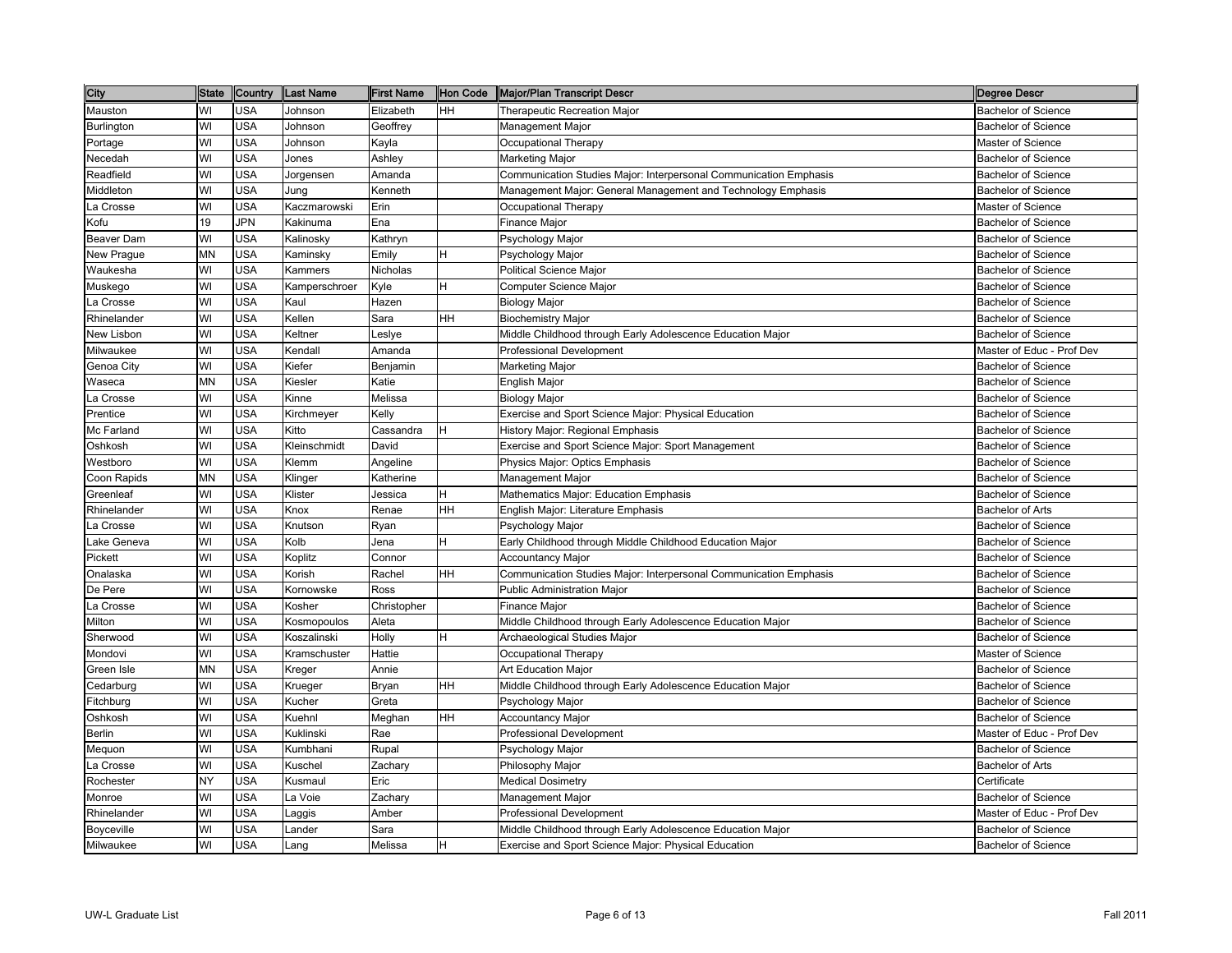| City | State | Country | Last Name | First Name | Hon Code | Major/Plan Transcript Descr | Degree Descr |
|---|---|---|---|---|---|---|---|
| Mauston | WI | USA | Johnson | Elizabeth | HH | Therapeutic Recreation Major | Bachelor of Science |
| Burlington | WI | USA | Johnson | Geoffrey | | Management Major | Bachelor of Science |
| Portage | WI | USA | Johnson | Kayla | | Occupational Therapy | Master of Science |
| Necedah | WI | USA | Jones | Ashley | | Marketing Major | Bachelor of Science |
| Readfield | WI | USA | Jorgensen | Amanda | | Communication Studies Major: Interpersonal Communication Emphasis | Bachelor of Science |
| Middleton | WI | USA | Jung | Kenneth | | Management Major: General Management and Technology Emphasis | Bachelor of Science |
| La Crosse | WI | USA | Kaczmarowski | Erin | | Occupational Therapy | Master of Science |
| Kofu | 19 | JPN | Kakinuma | Ena | | Finance Major | Bachelor of Science |
| Beaver Dam | WI | USA | Kalinosky | Kathryn | | Psychology Major | Bachelor of Science |
| New Prague | MN | USA | Kaminsky | Emily | H | Psychology Major | Bachelor of Science |
| Waukesha | WI | USA | Kammers | Nicholas | | Political Science Major | Bachelor of Science |
| Muskego | WI | USA | Kamperschroer | Kyle | H | Computer Science Major | Bachelor of Science |
| La Crosse | WI | USA | Kaul | Hazen | | Biology Major | Bachelor of Science |
| Rhinelander | WI | USA | Kellen | Sara | HH | Biochemistry Major | Bachelor of Science |
| New Lisbon | WI | USA | Keltner | Leslye | | Middle Childhood through Early Adolescence Education Major | Bachelor of Science |
| Milwaukee | WI | USA | Kendall | Amanda | | Professional Development | Master of Educ - Prof Dev |
| Genoa City | WI | USA | Kiefer | Benjamin | | Marketing Major | Bachelor of Science |
| Waseca | MN | USA | Kiesler | Katie | | English Major | Bachelor of Science |
| La Crosse | WI | USA | Kinne | Melissa | | Biology Major | Bachelor of Science |
| Prentice | WI | USA | Kirchmeyer | Kelly | | Exercise and Sport Science Major: Physical Education | Bachelor of Science |
| Mc Farland | WI | USA | Kitto | Cassandra | H | History Major: Regional Emphasis | Bachelor of Science |
| Oshkosh | WI | USA | Kleinschmidt | David | | Exercise and Sport Science Major: Sport Management | Bachelor of Science |
| Westboro | WI | USA | Klemm | Angeline | | Physics Major: Optics Emphasis | Bachelor of Science |
| Coon Rapids | MN | USA | Klinger | Katherine | | Management Major | Bachelor of Science |
| Greenleaf | WI | USA | Klister | Jessica | H | Mathematics Major: Education Emphasis | Bachelor of Science |
| Rhinelander | WI | USA | Knox | Renae | HH | English Major: Literature Emphasis | Bachelor of Arts |
| La Crosse | WI | USA | Knutson | Ryan | | Psychology Major | Bachelor of Science |
| Lake Geneva | WI | USA | Kolb | Jena | H | Early Childhood through Middle Childhood Education Major | Bachelor of Science |
| Pickett | WI | USA | Koplitz | Connor | | Accountancy Major | Bachelor of Science |
| Onalaska | WI | USA | Korish | Rachel | HH | Communication Studies Major: Interpersonal Communication Emphasis | Bachelor of Science |
| De Pere | WI | USA | Kornowske | Ross | | Public Administration Major | Bachelor of Science |
| La Crosse | WI | USA | Kosher | Christopher | | Finance Major | Bachelor of Science |
| Milton | WI | USA | Kosmopoulos | Aleta | | Middle Childhood through Early Adolescence Education Major | Bachelor of Science |
| Sherwood | WI | USA | Koszalinski | Holly | H | Archaeological Studies Major | Bachelor of Science |
| Mondovi | WI | USA | Kramschuster | Hattie | | Occupational Therapy | Master of Science |
| Green Isle | MN | USA | Kreger | Annie | | Art Education Major | Bachelor of Science |
| Cedarburg | WI | USA | Krueger | Bryan | HH | Middle Childhood through Early Adolescence Education Major | Bachelor of Science |
| Fitchburg | WI | USA | Kucher | Greta | | Psychology Major | Bachelor of Science |
| Oshkosh | WI | USA | Kuehnl | Meghan | HH | Accountancy Major | Bachelor of Science |
| Berlin | WI | USA | Kuklinski | Rae | | Professional Development | Master of Educ - Prof Dev |
| Mequon | WI | USA | Kumbhani | Rupal | | Psychology Major | Bachelor of Science |
| La Crosse | WI | USA | Kuschel | Zachary | | Philosophy Major | Bachelor of Arts |
| Rochester | NY | USA | Kusmaul | Eric | | Medical Dosimetry | Certificate |
| Monroe | WI | USA | La Voie | Zachary | | Management Major | Bachelor of Science |
| Rhinelander | WI | USA | Laggis | Amber | | Professional Development | Master of Educ - Prof Dev |
| Boyceville | WI | USA | Lander | Sara | | Middle Childhood through Early Adolescence Education Major | Bachelor of Science |
| Milwaukee | WI | USA | Lang | Melissa | H | Exercise and Sport Science Major: Physical Education | Bachelor of Science |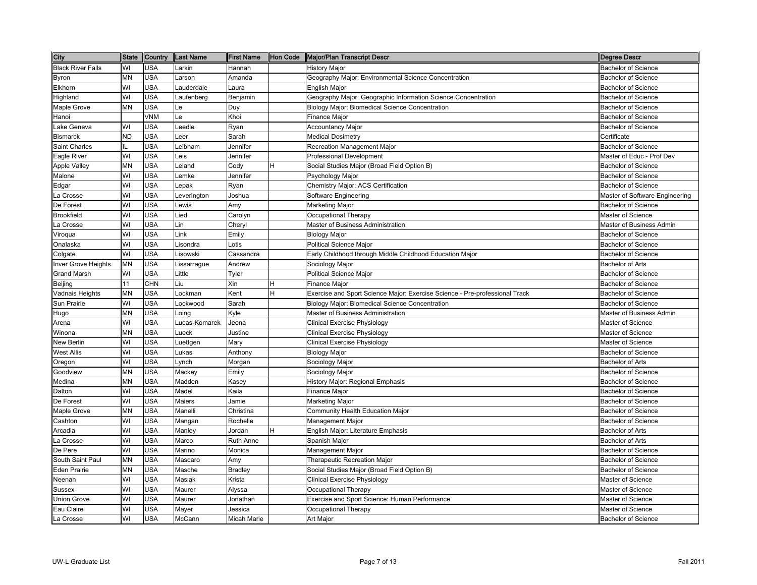| City | State | Country | Last Name | First Name | Hon Code | Major/Plan Transcript Descr | Degree Descr |
|---|---|---|---|---|---|---|---|
| Black River Falls | WI | USA | Larkin | Hannah | | History Major | Bachelor of Science |
| Byron | MN | USA | Larson | Amanda | | Geography Major: Environmental Science Concentration | Bachelor of Science |
| Elkhorn | WI | USA | Lauderdale | Laura | | English Major | Bachelor of Science |
| Highland | WI | USA | Laufenberg | Benjamin | | Geography Major: Geographic Information Science Concentration | Bachelor of Science |
| Maple Grove | MN | USA | Le | Duy | | Biology Major: Biomedical Science Concentration | Bachelor of Science |
| Hanoi | | VNM | Le | Khoi | | Finance Major | Bachelor of Science |
| Lake Geneva | WI | USA | Leedle | Ryan | | Accountancy Major | Bachelor of Science |
| Bismarck | ND | USA | Leer | Sarah | | Medical Dosimetry | Certificate |
| Saint Charles | IL | USA | Leibham | Jennifer | | Recreation Management Major | Bachelor of Science |
| Eagle River | WI | USA | Leis | Jennifer | | Professional Development | Master of Educ - Prof Dev |
| Apple Valley | MN | USA | Leland | Cody | H | Social Studies Major (Broad Field Option B) | Bachelor of Science |
| Malone | WI | USA | Lemke | Jennifer | | Psychology Major | Bachelor of Science |
| Edgar | WI | USA | Lepak | Ryan | | Chemistry Major: ACS Certification | Bachelor of Science |
| La Crosse | WI | USA | Leverington | Joshua | | Software Engineering | Master of Software Engineering |
| De Forest | WI | USA | Lewis | Amy | | Marketing Major | Bachelor of Science |
| Brookfield | WI | USA | Lied | Carolyn | | Occupational Therapy | Master of Science |
| La Crosse | WI | USA | Lin | Cheryl | | Master of Business Administration | Master of Business Admin |
| Viroqua | WI | USA | Link | Emily | | Biology Major | Bachelor of Science |
| Onalaska | WI | USA | Lisondra | Lotis | | Political Science Major | Bachelor of Science |
| Colgate | WI | USA | Lisowski | Cassandra | | Early Childhood through Middle Childhood Education Major | Bachelor of Science |
| Inver Grove Heights | MN | USA | Lissarrague | Andrew | | Sociology Major | Bachelor of Arts |
| Grand Marsh | WI | USA | Little | Tyler | | Political Science Major | Bachelor of Science |
| Beijing | 11 | CHN | Liu | Xin | H | Finance Major | Bachelor of Science |
| Vadnais Heights | MN | USA | Lockman | Kent | H | Exercise and Sport Science Major: Exercise Science - Pre-professional Track | Bachelor of Science |
| Sun Prairie | WI | USA | Lockwood | Sarah | | Biology Major: Biomedical Science Concentration | Bachelor of Science |
| Hugo | MN | USA | Loing | Kyle | | Master of Business Administration | Master of Business Admin |
| Arena | WI | USA | Lucas-Komarek | Jeena | | Clinical Exercise Physiology | Master of Science |
| Winona | MN | USA | Lueck | Justine | | Clinical Exercise Physiology | Master of Science |
| New Berlin | WI | USA | Luettgen | Mary | | Clinical Exercise Physiology | Master of Science |
| West Allis | WI | USA | Lukas | Anthony | | Biology Major | Bachelor of Science |
| Oregon | WI | USA | Lynch | Morgan | | Sociology Major | Bachelor of Arts |
| Goodview | MN | USA | Mackey | Emily | | Sociology Major | Bachelor of Science |
| Medina | MN | USA | Madden | Kasey | | History Major: Regional Emphasis | Bachelor of Science |
| Dalton | WI | USA | Madel | Kaila | | Finance Major | Bachelor of Science |
| De Forest | WI | USA | Maiers | Jamie | | Marketing Major | Bachelor of Science |
| Maple Grove | MN | USA | Manelli | Christina | | Community Health Education Major | Bachelor of Science |
| Cashton | WI | USA | Mangan | Rochelle | | Management Major | Bachelor of Science |
| Arcadia | WI | USA | Manley | Jordan | H | English Major: Literature Emphasis | Bachelor of Arts |
| La Crosse | WI | USA | Marco | Ruth Anne | | Spanish Major | Bachelor of Arts |
| De Pere | WI | USA | Marino | Monica | | Management Major | Bachelor of Science |
| South Saint Paul | MN | USA | Mascaro | Amy | | Therapeutic Recreation Major | Bachelor of Science |
| Eden Prairie | MN | USA | Masche | Bradley | | Social Studies Major (Broad Field Option B) | Bachelor of Science |
| Neenah | WI | USA | Masiak | Krista | | Clinical Exercise Physiology | Master of Science |
| Sussex | WI | USA | Maurer | Alyssa | | Occupational Therapy | Master of Science |
| Union Grove | WI | USA | Maurer | Jonathan | | Exercise and Sport Science: Human Performance | Master of Science |
| Eau Claire | WI | USA | Mayer | Jessica | | Occupational Therapy | Master of Science |
| La Crosse | WI | USA | McCann | Micah Marie | | Art Major | Bachelor of Science |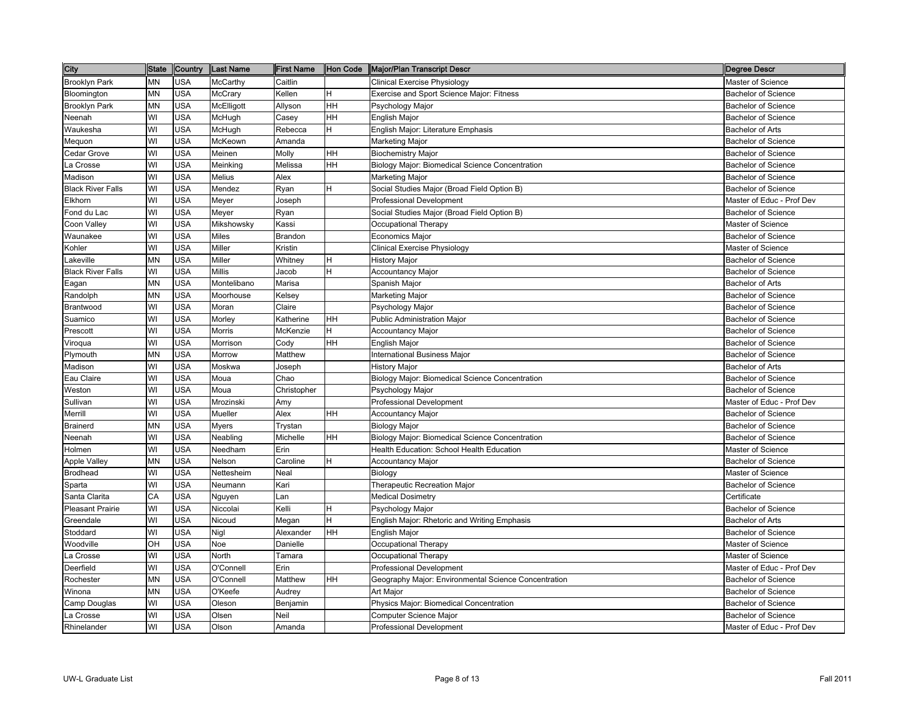| City | State | Country | Last Name | First Name | Hon Code | Major/Plan Transcript Descr | Degree Descr |
|---|---|---|---|---|---|---|---|
| Brooklyn Park | MN | USA | McCarthy | Caitlin | | Clinical Exercise Physiology | Master of Science |
| Bloomington | MN | USA | McCrary | Kellen | H | Exercise and Sport Science Major: Fitness | Bachelor of Science |
| Brooklyn Park | MN | USA | McElligott | Allyson | HH | Psychology Major | Bachelor of Science |
| Neenah | WI | USA | McHugh | Casey | HH | English Major | Bachelor of Science |
| Waukesha | WI | USA | McHugh | Rebecca | H | English Major: Literature Emphasis | Bachelor of Arts |
| Mequon | WI | USA | McKeown | Amanda | | Marketing Major | Bachelor of Science |
| Cedar Grove | WI | USA | Meinen | Molly | HH | Biochemistry Major | Bachelor of Science |
| La Crosse | WI | USA | Meinking | Melissa | HH | Biology Major: Biomedical Science Concentration | Bachelor of Science |
| Madison | WI | USA | Melius | Alex | | Marketing Major | Bachelor of Science |
| Black River Falls | WI | USA | Mendez | Ryan | H | Social Studies Major (Broad Field Option B) | Bachelor of Science |
| Elkhorn | WI | USA | Meyer | Joseph | | Professional Development | Master of Educ - Prof Dev |
| Fond du Lac | WI | USA | Meyer | Ryan | | Social Studies Major (Broad Field Option B) | Bachelor of Science |
| Coon Valley | WI | USA | Mikshowsky | Kassi | | Occupational Therapy | Master of Science |
| Waunakee | WI | USA | Miles | Brandon | | Economics Major | Bachelor of Science |
| Kohler | WI | USA | Miller | Kristin | | Clinical Exercise Physiology | Master of Science |
| Lakeville | MN | USA | Miller | Whitney | H | History Major | Bachelor of Science |
| Black River Falls | WI | USA | Millis | Jacob | H | Accountancy Major | Bachelor of Science |
| Eagan | MN | USA | Montelibano | Marisa | | Spanish Major | Bachelor of Arts |
| Randolph | MN | USA | Moorhouse | Kelsey | | Marketing Major | Bachelor of Science |
| Brantwood | WI | USA | Moran | Claire | | Psychology Major | Bachelor of Science |
| Suamico | WI | USA | Morley | Katherine | HH | Public Administration Major | Bachelor of Science |
| Prescott | WI | USA | Morris | McKenzie | H | Accountancy Major | Bachelor of Science |
| Viroqua | WI | USA | Morrison | Cody | HH | English Major | Bachelor of Science |
| Plymouth | MN | USA | Morrow | Matthew | | International Business Major | Bachelor of Science |
| Madison | WI | USA | Moskwa | Joseph | | History Major | Bachelor of Arts |
| Eau Claire | WI | USA | Moua | Chao | | Biology Major: Biomedical Science Concentration | Bachelor of Science |
| Weston | WI | USA | Moua | Christopher | | Psychology Major | Bachelor of Science |
| Sullivan | WI | USA | Mrozinski | Amy | | Professional Development | Master of Educ - Prof Dev |
| Merrill | WI | USA | Mueller | Alex | HH | Accountancy Major | Bachelor of Science |
| Brainerd | MN | USA | Myers | Trystan | | Biology Major | Bachelor of Science |
| Neenah | WI | USA | Neabling | Michelle | HH | Biology Major: Biomedical Science Concentration | Bachelor of Science |
| Holmen | WI | USA | Needham | Erin | | Health Education: School Health Education | Master of Science |
| Apple Valley | MN | USA | Nelson | Caroline | H | Accountancy Major | Bachelor of Science |
| Brodhead | WI | USA | Nettesheim | Neal | | Biology | Master of Science |
| Sparta | WI | USA | Neumann | Kari | | Therapeutic Recreation Major | Bachelor of Science |
| Santa Clarita | CA | USA | Nguyen | Lan | | Medical Dosimetry | Certificate |
| Pleasant Prairie | WI | USA | Niccolai | Kelli | H | Psychology Major | Bachelor of Science |
| Greendale | WI | USA | Nicoud | Megan | H | English Major: Rhetoric and Writing Emphasis | Bachelor of Arts |
| Stoddard | WI | USA | Nigl | Alexander | HH | English Major | Bachelor of Science |
| Woodville | OH | USA | Noe | Danielle | | Occupational Therapy | Master of Science |
| La Crosse | WI | USA | North | Tamara | | Occupational Therapy | Master of Science |
| Deerfield | WI | USA | O'Connell | Erin | | Professional Development | Master of Educ - Prof Dev |
| Rochester | MN | USA | O'Connell | Matthew | HH | Geography Major: Environmental Science Concentration | Bachelor of Science |
| Winona | MN | USA | O'Keefe | Audrey | | Art Major | Bachelor of Science |
| Camp Douglas | WI | USA | Oleson | Benjamin | | Physics Major: Biomedical Concentration | Bachelor of Science |
| La Crosse | WI | USA | Olsen | Neil | | Computer Science Major | Bachelor of Science |
| Rhinelander | WI | USA | Olson | Amanda | | Professional Development | Master of Educ - Prof Dev |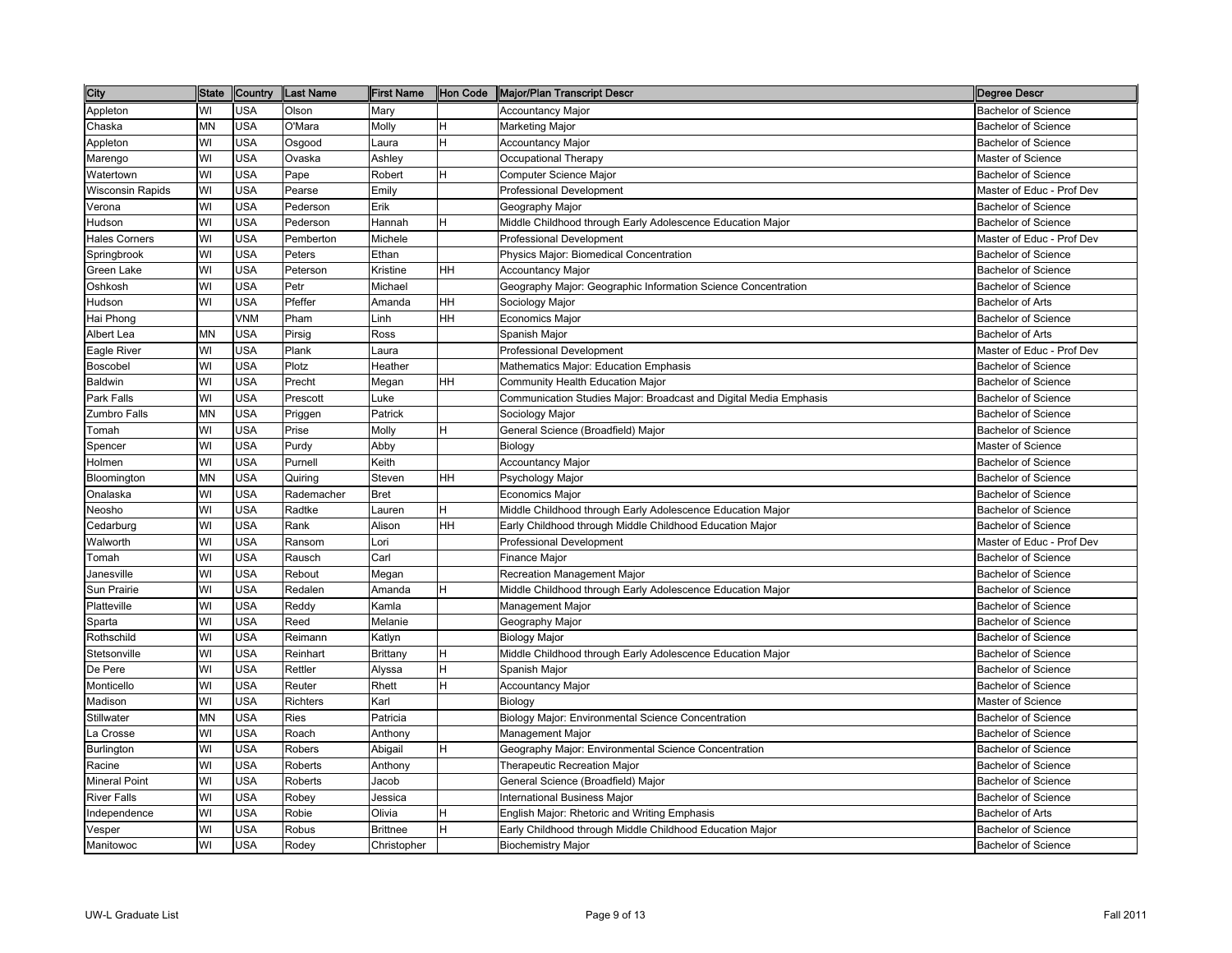| City | State | Country | Last Name | First Name | Hon Code | Major/Plan Transcript Descr | Degree Descr |
|---|---|---|---|---|---|---|---|
| Appleton | WI | USA | Olson | Mary | | Accountancy Major | Bachelor of Science |
| Chaska | MN | USA | O'Mara | Molly | H | Marketing Major | Bachelor of Science |
| Appleton | WI | USA | Osgood | Laura | H | Accountancy Major | Bachelor of Science |
| Marengo | WI | USA | Ovaska | Ashley | | Occupational Therapy | Master of Science |
| Watertown | WI | USA | Pape | Robert | H | Computer Science Major | Bachelor of Science |
| Wisconsin Rapids | WI | USA | Pearse | Emily | | Professional Development | Master of Educ - Prof Dev |
| Verona | WI | USA | Pederson | Erik | | Geography Major | Bachelor of Science |
| Hudson | WI | USA | Pederson | Hannah | H | Middle Childhood through Early Adolescence Education Major | Bachelor of Science |
| Hales Corners | WI | USA | Pemberton | Michele | | Professional Development | Master of Educ - Prof Dev |
| Springbrook | WI | USA | Peters | Ethan | | Physics Major: Biomedical Concentration | Bachelor of Science |
| Green Lake | WI | USA | Peterson | Kristine | HH | Accountancy Major | Bachelor of Science |
| Oshkosh | WI | USA | Petr | Michael | | Geography Major: Geographic Information Science Concentration | Bachelor of Science |
| Hudson | WI | USA | Pfeffer | Amanda | HH | Sociology Major | Bachelor of Arts |
| Hai Phong | | VNM | Pham | Linh | HH | Economics Major | Bachelor of Science |
| Albert Lea | MN | USA | Pirsig | Ross | | Spanish Major | Bachelor of Arts |
| Eagle River | WI | USA | Plank | Laura | | Professional Development | Master of Educ - Prof Dev |
| Boscobel | WI | USA | Plotz | Heather | | Mathematics Major: Education Emphasis | Bachelor of Science |
| Baldwin | WI | USA | Precht | Megan | HH | Community Health Education Major | Bachelor of Science |
| Park Falls | WI | USA | Prescott | Luke | | Communication Studies Major: Broadcast and Digital Media Emphasis | Bachelor of Science |
| Zumbro Falls | MN | USA | Priggen | Patrick | | Sociology Major | Bachelor of Science |
| Tomah | WI | USA | Prise | Molly | H | General Science (Broadfield) Major | Bachelor of Science |
| Spencer | WI | USA | Purdy | Abby | | Biology | Master of Science |
| Holmen | WI | USA | Purnell | Keith | | Accountancy Major | Bachelor of Science |
| Bloomington | MN | USA | Quiring | Steven | HH | Psychology Major | Bachelor of Science |
| Onalaska | WI | USA | Rademacher | Bret | | Economics Major | Bachelor of Science |
| Neosho | WI | USA | Radtke | Lauren | H | Middle Childhood through Early Adolescence Education Major | Bachelor of Science |
| Cedarburg | WI | USA | Rank | Alison | HH | Early Childhood through Middle Childhood Education Major | Bachelor of Science |
| Walworth | WI | USA | Ransom | Lori | | Professional Development | Master of Educ - Prof Dev |
| Tomah | WI | USA | Rausch | Carl | | Finance Major | Bachelor of Science |
| Janesville | WI | USA | Rebout | Megan | | Recreation Management Major | Bachelor of Science |
| Sun Prairie | WI | USA | Redalen | Amanda | H | Middle Childhood through Early Adolescence Education Major | Bachelor of Science |
| Platteville | WI | USA | Reddy | Kamla | | Management Major | Bachelor of Science |
| Sparta | WI | USA | Reed | Melanie | | Geography Major | Bachelor of Science |
| Rothschild | WI | USA | Reimann | Katlyn | | Biology Major | Bachelor of Science |
| Stetsonville | WI | USA | Reinhart | Brittany | H | Middle Childhood through Early Adolescence Education Major | Bachelor of Science |
| De Pere | WI | USA | Rettler | Alyssa | H | Spanish Major | Bachelor of Science |
| Monticello | WI | USA | Reuter | Rhett | H | Accountancy Major | Bachelor of Science |
| Madison | WI | USA | Richters | Karl | | Biology | Master of Science |
| Stillwater | MN | USA | Ries | Patricia | | Biology Major: Environmental Science Concentration | Bachelor of Science |
| La Crosse | WI | USA | Roach | Anthony | | Management Major | Bachelor of Science |
| Burlington | WI | USA | Robers | Abigail | H | Geography Major: Environmental Science Concentration | Bachelor of Science |
| Racine | WI | USA | Roberts | Anthony | | Therapeutic Recreation Major | Bachelor of Science |
| Mineral Point | WI | USA | Roberts | Jacob | | General Science (Broadfield) Major | Bachelor of Science |
| River Falls | WI | USA | Robey | Jessica | | International Business Major | Bachelor of Science |
| Independence | WI | USA | Robie | Olivia | H | English Major: Rhetoric and Writing Emphasis | Bachelor of Arts |
| Vesper | WI | USA | Robus | Brittnee | H | Early Childhood through Middle Childhood Education Major | Bachelor of Science |
| Manitowoc | WI | USA | Rodey | Christopher | | Biochemistry Major | Bachelor of Science |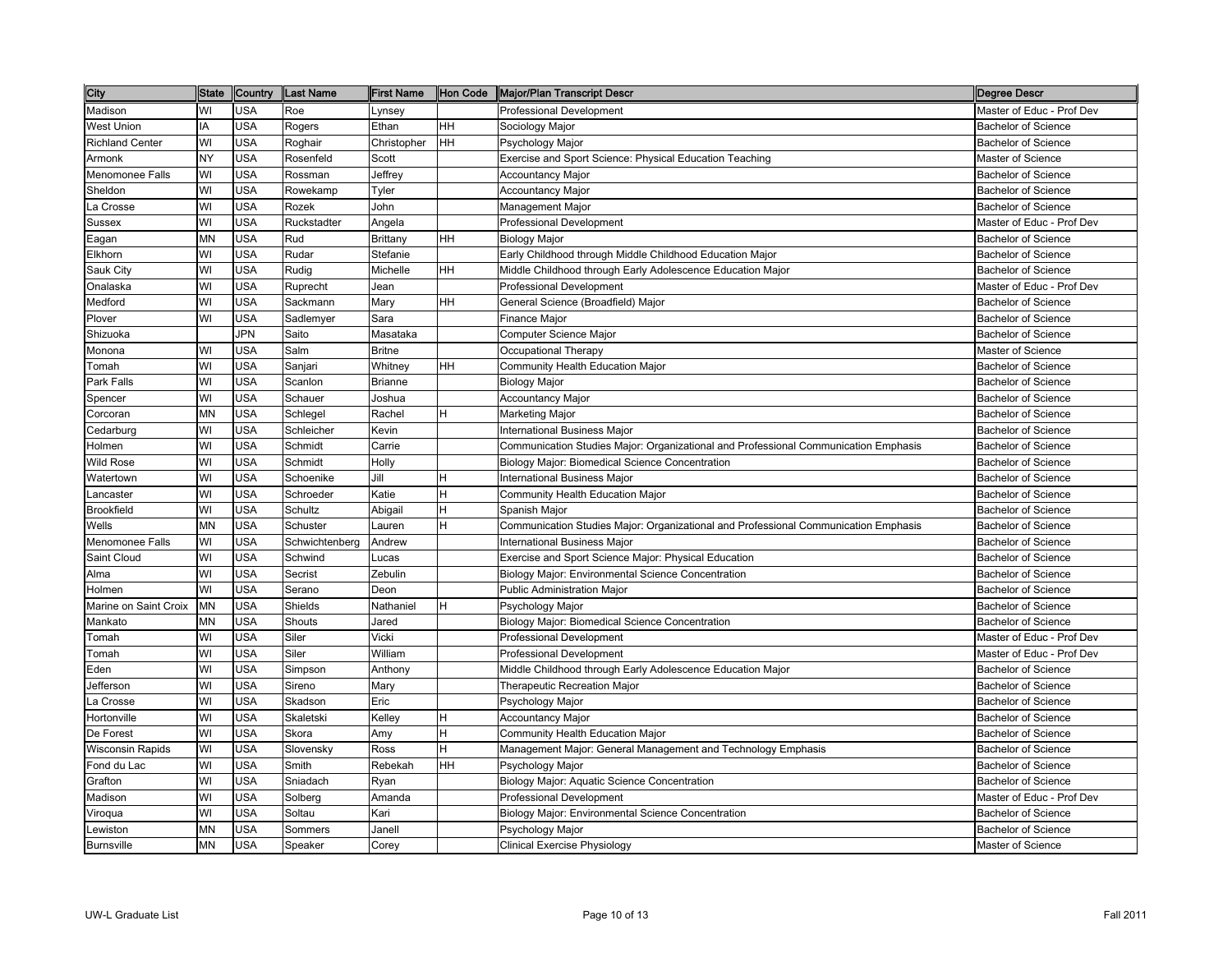| City | State | Country | Last Name | First Name | Hon Code | Major/Plan Transcript Descr | Degree Descr |
|---|---|---|---|---|---|---|---|
| Madison | WI | USA | Roe | Lynsey | | Professional Development | Master of Educ - Prof Dev |
| West Union | IA | USA | Rogers | Ethan | HH | Sociology Major | Bachelor of Science |
| Richland Center | WI | USA | Roghair | Christopher | HH | Psychology Major | Bachelor of Science |
| Armonk | NY | USA | Rosenfeld | Scott | | Exercise and Sport Science: Physical Education Teaching | Master of Science |
| Menomonee Falls | WI | USA | Rossman | Jeffrey | | Accountancy Major | Bachelor of Science |
| Sheldon | WI | USA | Rowekamp | Tyler | | Accountancy Major | Bachelor of Science |
| La Crosse | WI | USA | Rozek | John | | Management Major | Bachelor of Science |
| Sussex | WI | USA | Ruckstadter | Angela | | Professional Development | Master of Educ - Prof Dev |
| Eagan | MN | USA | Rud | Brittany | HH | Biology Major | Bachelor of Science |
| Elkhorn | WI | USA | Rudar | Stefanie | | Early Childhood through Middle Childhood Education Major | Bachelor of Science |
| Sauk City | WI | USA | Rudig | Michelle | HH | Middle Childhood through Early Adolescence Education Major | Bachelor of Science |
| Onalaska | WI | USA | Ruprecht | Jean | | Professional Development | Master of Educ - Prof Dev |
| Medford | WI | USA | Sackmann | Mary | HH | General Science (Broadfield) Major | Bachelor of Science |
| Plover | WI | USA | Sadlemyer | Sara | | Finance Major | Bachelor of Science |
| Shizuoka | | JPN | Saito | Masataka | | Computer Science Major | Bachelor of Science |
| Monona | WI | USA | Salm | Britne | | Occupational Therapy | Master of Science |
| Tomah | WI | USA | Sanjari | Whitney | HH | Community Health Education Major | Bachelor of Science |
| Park Falls | WI | USA | Scanlon | Brianne | | Biology Major | Bachelor of Science |
| Spencer | WI | USA | Schauer | Joshua | | Accountancy Major | Bachelor of Science |
| Corcoran | MN | USA | Schlegel | Rachel | H | Marketing Major | Bachelor of Science |
| Cedarburg | WI | USA | Schleicher | Kevin | | International Business Major | Bachelor of Science |
| Holmen | WI | USA | Schmidt | Carrie | | Communication Studies Major: Organizational and Professional Communication Emphasis | Bachelor of Science |
| Wild Rose | WI | USA | Schmidt | Holly | | Biology Major: Biomedical Science Concentration | Bachelor of Science |
| Watertown | WI | USA | Schoenike | Jill | H | International Business Major | Bachelor of Science |
| Lancaster | WI | USA | Schroeder | Katie | H | Community Health Education Major | Bachelor of Science |
| Brookfield | WI | USA | Schultz | Abigail | H | Spanish Major | Bachelor of Science |
| Wells | MN | USA | Schuster | Lauren | H | Communication Studies Major: Organizational and Professional Communication Emphasis | Bachelor of Science |
| Menomonee Falls | WI | USA | Schwichtenberg | Andrew | | International Business Major | Bachelor of Science |
| Saint Cloud | WI | USA | Schwind | Lucas | | Exercise and Sport Science Major: Physical Education | Bachelor of Science |
| Alma | WI | USA | Secrist | Zebulin | | Biology Major: Environmental Science Concentration | Bachelor of Science |
| Holmen | WI | USA | Serano | Deon | | Public Administration Major | Bachelor of Science |
| Marine on Saint Croix | MN | USA | Shields | Nathaniel | H | Psychology Major | Bachelor of Science |
| Mankato | MN | USA | Shouts | Jared | | Biology Major: Biomedical Science Concentration | Bachelor of Science |
| Tomah | WI | USA | Siler | Vicki | | Professional Development | Master of Educ - Prof Dev |
| Tomah | WI | USA | Siler | William | | Professional Development | Master of Educ - Prof Dev |
| Eden | WI | USA | Simpson | Anthony | | Middle Childhood through Early Adolescence Education Major | Bachelor of Science |
| Jefferson | WI | USA | Sireno | Mary | | Therapeutic Recreation Major | Bachelor of Science |
| La Crosse | WI | USA | Skadson | Eric | | Psychology Major | Bachelor of Science |
| Hortonville | WI | USA | Skaletski | Kelley | H | Accountancy Major | Bachelor of Science |
| De Forest | WI | USA | Skora | Amy | H | Community Health Education Major | Bachelor of Science |
| Wisconsin Rapids | WI | USA | Slovensky | Ross | H | Management Major: General Management and Technology Emphasis | Bachelor of Science |
| Fond du Lac | WI | USA | Smith | Rebekah | HH | Psychology Major | Bachelor of Science |
| Grafton | WI | USA | Sniadach | Ryan | | Biology Major: Aquatic Science Concentration | Bachelor of Science |
| Madison | WI | USA | Solberg | Amanda | | Professional Development | Master of Educ - Prof Dev |
| Viroqua | WI | USA | Soltau | Kari | | Biology Major: Environmental Science Concentration | Bachelor of Science |
| Lewiston | MN | USA | Sommers | Janell | | Psychology Major | Bachelor of Science |
| Burnsville | MN | USA | Speaker | Corey | | Clinical Exercise Physiology | Master of Science |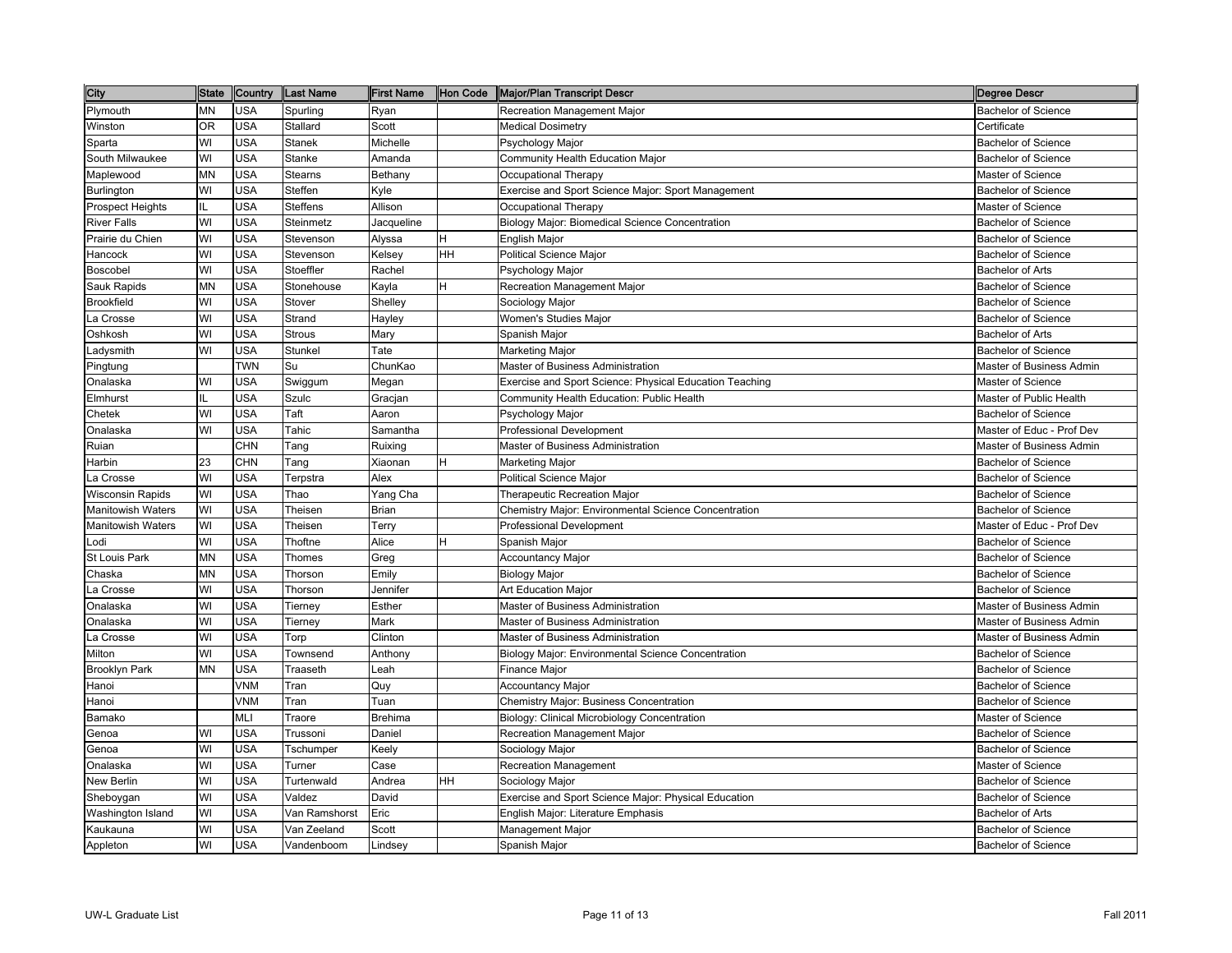| City | State | Country | Last Name | First Name | Hon Code | Major/Plan Transcript Descr | Degree Descr |
|---|---|---|---|---|---|---|---|
| Plymouth | MN | USA | Spurling | Ryan | | Recreation Management Major | Bachelor of Science |
| Winston | OR | USA | Stallard | Scott | | Medical Dosimetry | Certificate |
| Sparta | WI | USA | Stanek | Michelle | | Psychology Major | Bachelor of Science |
| South Milwaukee | WI | USA | Stanke | Amanda | | Community Health Education Major | Bachelor of Science |
| Maplewood | MN | USA | Stearns | Bethany | | Occupational Therapy | Master of Science |
| Burlington | WI | USA | Steffen | Kyle | | Exercise and Sport Science Major: Sport Management | Bachelor of Science |
| Prospect Heights | IL | USA | Steffens | Allison | | Occupational Therapy | Master of Science |
| River Falls | WI | USA | Steinmetz | Jacqueline | | Biology Major: Biomedical Science Concentration | Bachelor of Science |
| Prairie du Chien | WI | USA | Stevenson | Alyssa | H | English Major | Bachelor of Science |
| Hancock | WI | USA | Stevenson | Kelsey | HH | Political Science Major | Bachelor of Science |
| Boscobel | WI | USA | Stoeffler | Rachel | | Psychology Major | Bachelor of Arts |
| Sauk Rapids | MN | USA | Stonehouse | Kayla | H | Recreation Management Major | Bachelor of Science |
| Brookfield | WI | USA | Stover | Shelley | | Sociology Major | Bachelor of Science |
| La Crosse | WI | USA | Strand | Hayley | | Women's Studies Major | Bachelor of Science |
| Oshkosh | WI | USA | Strous | Mary | | Spanish Major | Bachelor of Arts |
| Ladysmith | WI | USA | Stunkel | Tate | | Marketing Major | Bachelor of Science |
| Pingtung | | TWN | Su | ChunKao | | Master of Business Administration | Master of Business Admin |
| Onalaska | WI | USA | Swiggum | Megan | | Exercise and Sport Science: Physical Education Teaching | Master of Science |
| Elmhurst | IL | USA | Szulc | Gracjan | | Community Health Education: Public Health | Master of Public Health |
| Chetek | WI | USA | Taft | Aaron | | Psychology Major | Bachelor of Science |
| Onalaska | WI | USA | Tahic | Samantha | | Professional Development | Master of Educ - Prof Dev |
| Ruian | | CHN | Tang | Ruixing | | Master of Business Administration | Master of Business Admin |
| Harbin | 23 | CHN | Tang | Xiaonan | H | Marketing Major | Bachelor of Science |
| La Crosse | WI | USA | Terpstra | Alex | | Political Science Major | Bachelor of Science |
| Wisconsin Rapids | WI | USA | Thao | Yang Cha | | Therapeutic Recreation Major | Bachelor of Science |
| Manitowish Waters | WI | USA | Theisen | Brian | | Chemistry Major: Environmental Science Concentration | Bachelor of Science |
| Manitowish Waters | WI | USA | Theisen | Terry | | Professional Development | Master of Educ - Prof Dev |
| Lodi | WI | USA | Thoftne | Alice | H | Spanish Major | Bachelor of Science |
| St Louis Park | MN | USA | Thomes | Greg | | Accountancy Major | Bachelor of Science |
| Chaska | MN | USA | Thorson | Emily | | Biology Major | Bachelor of Science |
| La Crosse | WI | USA | Thorson | Jennifer | | Art Education Major | Bachelor of Science |
| Onalaska | WI | USA | Tierney | Esther | | Master of Business Administration | Master of Business Admin |
| Onalaska | WI | USA | Tierney | Mark | | Master of Business Administration | Master of Business Admin |
| La Crosse | WI | USA | Torp | Clinton | | Master of Business Administration | Master of Business Admin |
| Milton | WI | USA | Townsend | Anthony | | Biology Major: Environmental Science Concentration | Bachelor of Science |
| Brooklyn Park | MN | USA | Traaseth | Leah | | Finance Major | Bachelor of Science |
| Hanoi | | VNM | Tran | Quy | | Accountancy Major | Bachelor of Science |
| Hanoi | | VNM | Tran | Tuan | | Chemistry Major: Business Concentration | Bachelor of Science |
| Bamako | | MLI | Traore | Brehima | | Biology: Clinical Microbiology Concentration | Master of Science |
| Genoa | WI | USA | Trussoni | Daniel | | Recreation Management Major | Bachelor of Science |
| Genoa | WI | USA | Tschumper | Keely | | Sociology Major | Bachelor of Science |
| Onalaska | WI | USA | Turner | Case | | Recreation Management | Master of Science |
| New Berlin | WI | USA | Turtenwald | Andrea | HH | Sociology Major | Bachelor of Science |
| Sheboygan | WI | USA | Valdez | David | | Exercise and Sport Science Major: Physical Education | Bachelor of Science |
| Washington Island | WI | USA | Van Ramshorst | Eric | | English Major: Literature Emphasis | Bachelor of Arts |
| Kaukauna | WI | USA | Van Zeeland | Scott | | Management Major | Bachelor of Science |
| Appleton | WI | USA | Vandenboom | Lindsey | | Spanish Major | Bachelor of Science |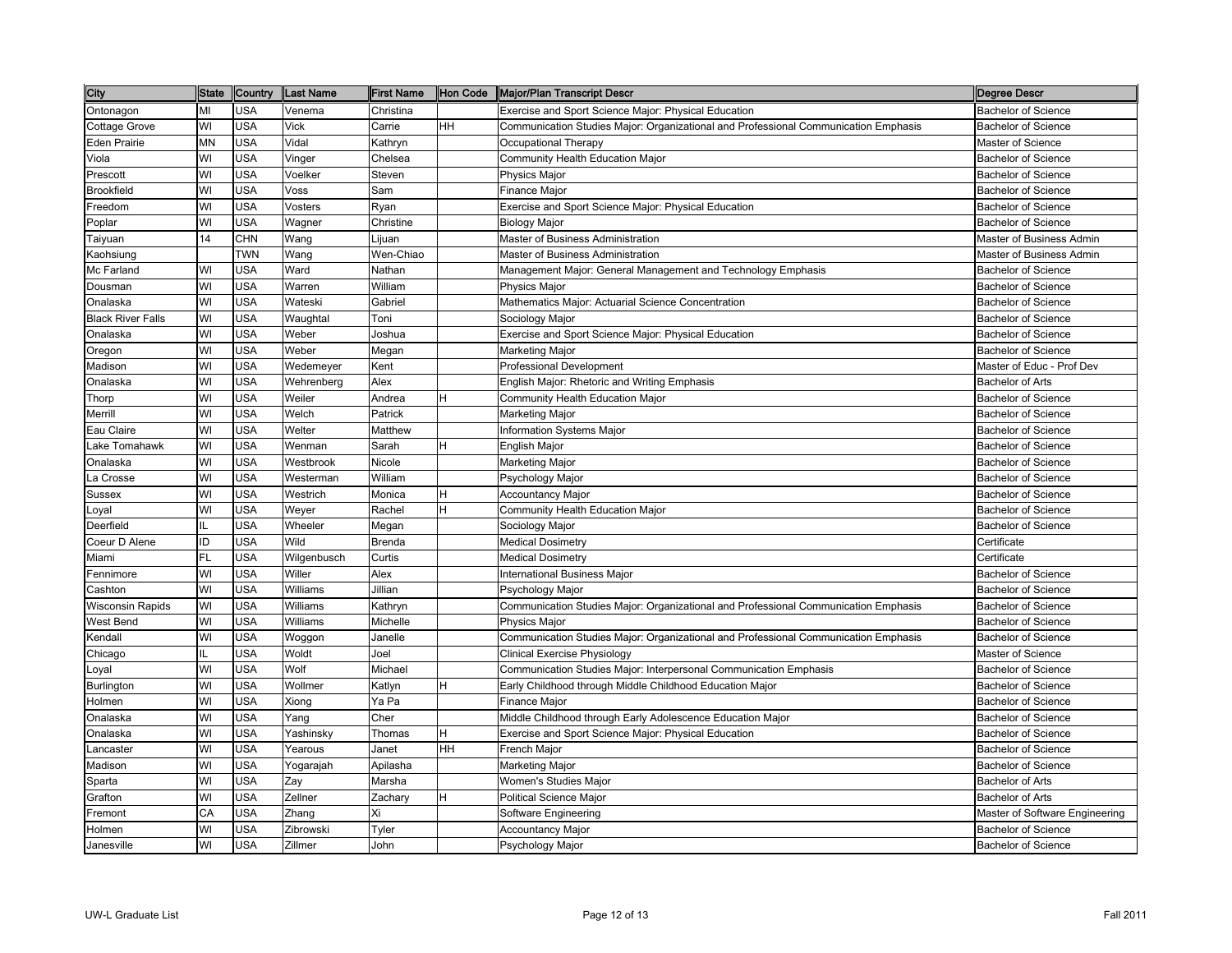| City | State | Country | Last Name | First Name | Hon Code | Major/Plan Transcript Descr | Degree Descr |
|---|---|---|---|---|---|---|---|
| Ontonagon | MI | USA | Venema | Christina | | Exercise and Sport Science Major: Physical Education | Bachelor of Science |
| Cottage Grove | WI | USA | Vick | Carrie | HH | Communication Studies Major: Organizational and Professional Communication Emphasis | Bachelor of Science |
| Eden Prairie | MN | USA | Vidal | Kathryn | | Occupational Therapy | Master of Science |
| Viola | WI | USA | Vinger | Chelsea | | Community Health Education Major | Bachelor of Science |
| Prescott | WI | USA | Voelker | Steven | | Physics Major | Bachelor of Science |
| Brookfield | WI | USA | Voss | Sam | | Finance Major | Bachelor of Science |
| Freedom | WI | USA | Vosters | Ryan | | Exercise and Sport Science Major: Physical Education | Bachelor of Science |
| Poplar | WI | USA | Wagner | Christine | | Biology Major | Bachelor of Science |
| Taiyuan | 14 | CHN | Wang | Lijuan | | Master of Business Administration | Master of Business Admin |
| Kaohsiung | | TWN | Wang | Wen-Chiao | | Master of Business Administration | Master of Business Admin |
| Mc Farland | WI | USA | Ward | Nathan | | Management Major: General Management and Technology Emphasis | Bachelor of Science |
| Dousman | WI | USA | Warren | William | | Physics Major | Bachelor of Science |
| Onalaska | WI | USA | Wateski | Gabriel | | Mathematics Major: Actuarial Science Concentration | Bachelor of Science |
| Black River Falls | WI | USA | Waughtal | Toni | | Sociology Major | Bachelor of Science |
| Onalaska | WI | USA | Weber | Joshua | | Exercise and Sport Science Major: Physical Education | Bachelor of Science |
| Oregon | WI | USA | Weber | Megan | | Marketing Major | Bachelor of Science |
| Madison | WI | USA | Wedemeyer | Kent | | Professional Development | Master of Educ - Prof Dev |
| Onalaska | WI | USA | Wehrenberg | Alex | | English Major: Rhetoric and Writing Emphasis | Bachelor of Arts |
| Thorp | WI | USA | Weiler | Andrea | H | Community Health Education Major | Bachelor of Science |
| Merrill | WI | USA | Welch | Patrick | | Marketing Major | Bachelor of Science |
| Eau Claire | WI | USA | Welter | Matthew | | Information Systems Major | Bachelor of Science |
| Lake Tomahawk | WI | USA | Wenman | Sarah | H | English Major | Bachelor of Science |
| Onalaska | WI | USA | Westbrook | Nicole | | Marketing Major | Bachelor of Science |
| La Crosse | WI | USA | Westerman | William | | Psychology Major | Bachelor of Science |
| Sussex | WI | USA | Westrich | Monica | H | Accountancy Major | Bachelor of Science |
| Loyal | WI | USA | Weyer | Rachel | H | Community Health Education Major | Bachelor of Science |
| Deerfield | IL | USA | Wheeler | Megan | | Sociology Major | Bachelor of Science |
| Coeur D Alene | ID | USA | Wild | Brenda | | Medical Dosimetry | Certificate |
| Miami | FL | USA | Wilgenbusch | Curtis | | Medical Dosimetry | Certificate |
| Fennimore | WI | USA | Willer | Alex | | International Business Major | Bachelor of Science |
| Cashton | WI | USA | Williams | Jillian | | Psychology Major | Bachelor of Science |
| Wisconsin Rapids | WI | USA | Williams | Kathryn | | Communication Studies Major: Organizational and Professional Communication Emphasis | Bachelor of Science |
| West Bend | WI | USA | Williams | Michelle | | Physics Major | Bachelor of Science |
| Kendall | WI | USA | Woggon | Janelle | | Communication Studies Major: Organizational and Professional Communication Emphasis | Bachelor of Science |
| Chicago | IL | USA | Woldt | Joel | | Clinical Exercise Physiology | Master of Science |
| Loyal | WI | USA | Wolf | Michael | | Communication Studies Major: Interpersonal Communication Emphasis | Bachelor of Science |
| Burlington | WI | USA | Wollmer | Katlyn | H | Early Childhood through Middle Childhood Education Major | Bachelor of Science |
| Holmen | WI | USA | Xiong | Ya Pa | | Finance Major | Bachelor of Science |
| Onalaska | WI | USA | Yang | Cher | | Middle Childhood through Early Adolescence Education Major | Bachelor of Science |
| Onalaska | WI | USA | Yashinsky | Thomas | H | Exercise and Sport Science Major: Physical Education | Bachelor of Science |
| Lancaster | WI | USA | Yearous | Janet | HH | French Major | Bachelor of Science |
| Madison | WI | USA | Yogarajah | Apilasha | | Marketing Major | Bachelor of Science |
| Sparta | WI | USA | Zay | Marsha | | Women's Studies Major | Bachelor of Arts |
| Grafton | WI | USA | Zellner | Zachary | H | Political Science Major | Bachelor of Arts |
| Fremont | CA | USA | Zhang | Xi | | Software Engineering | Master of Software Engineering |
| Holmen | WI | USA | Zibrowski | Tyler | | Accountancy Major | Bachelor of Science |
| Janesville | WI | USA | Zillmer | John | | Psychology Major | Bachelor of Science |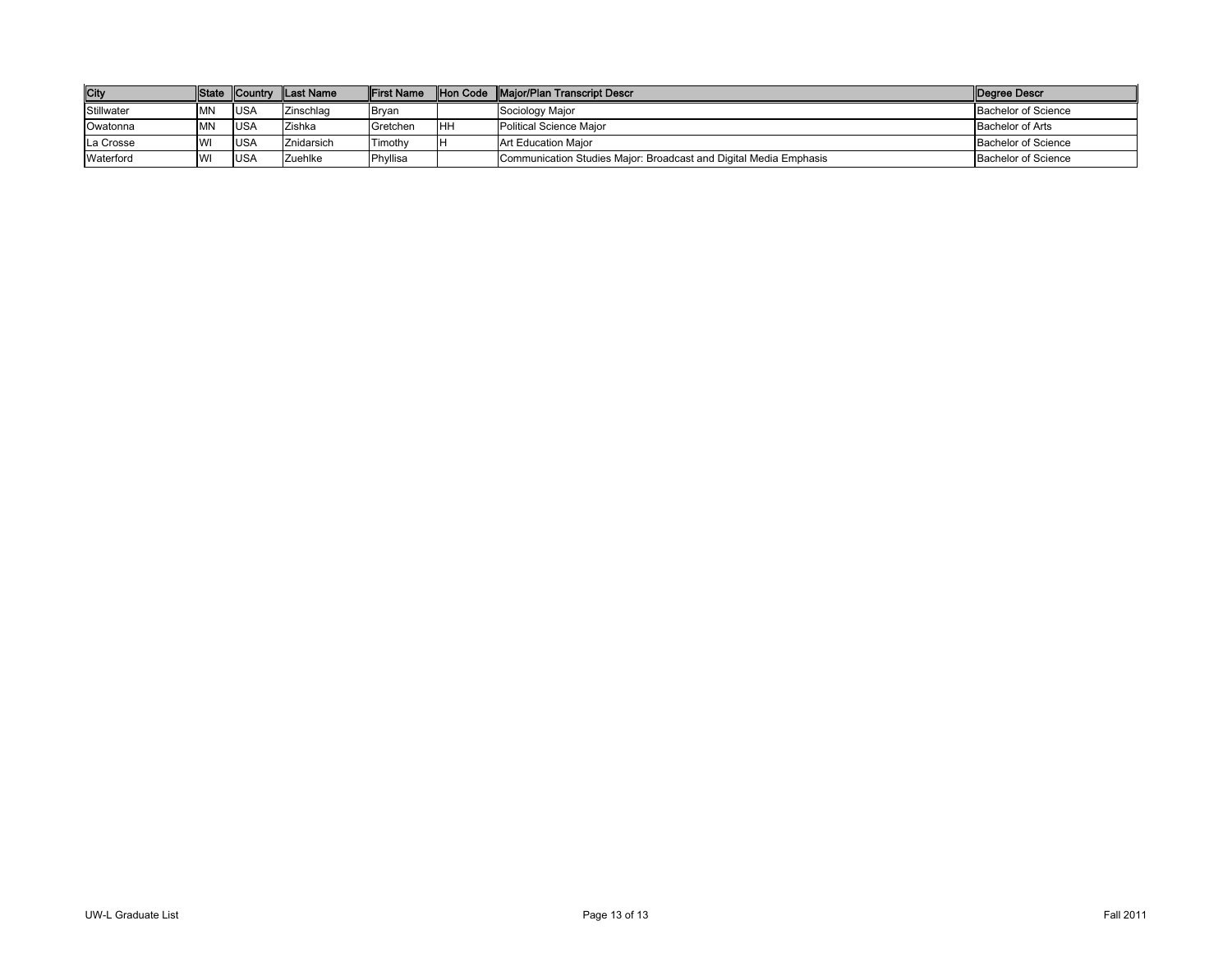| City | State | Country | Last Name | First Name | Hon Code | Major/Plan Transcript Descr | Degree Descr |
|---|---|---|---|---|---|---|---|
| Stillwater | MN | USA | Zinschlag | Bryan | | Sociology Major | Bachelor of Science |
| Owatonna | MN | USA | Zishka | Gretchen | HH | Political Science Major | Bachelor of Arts |
| La Crosse | WI | USA | Znidarsich | Timothy | H | Art Education Major | Bachelor of Science |
| Waterford | WI | USA | Zuehlke | Phyllisa | | Communication Studies Major: Broadcast and Digital Media Emphasis | Bachelor of Science |